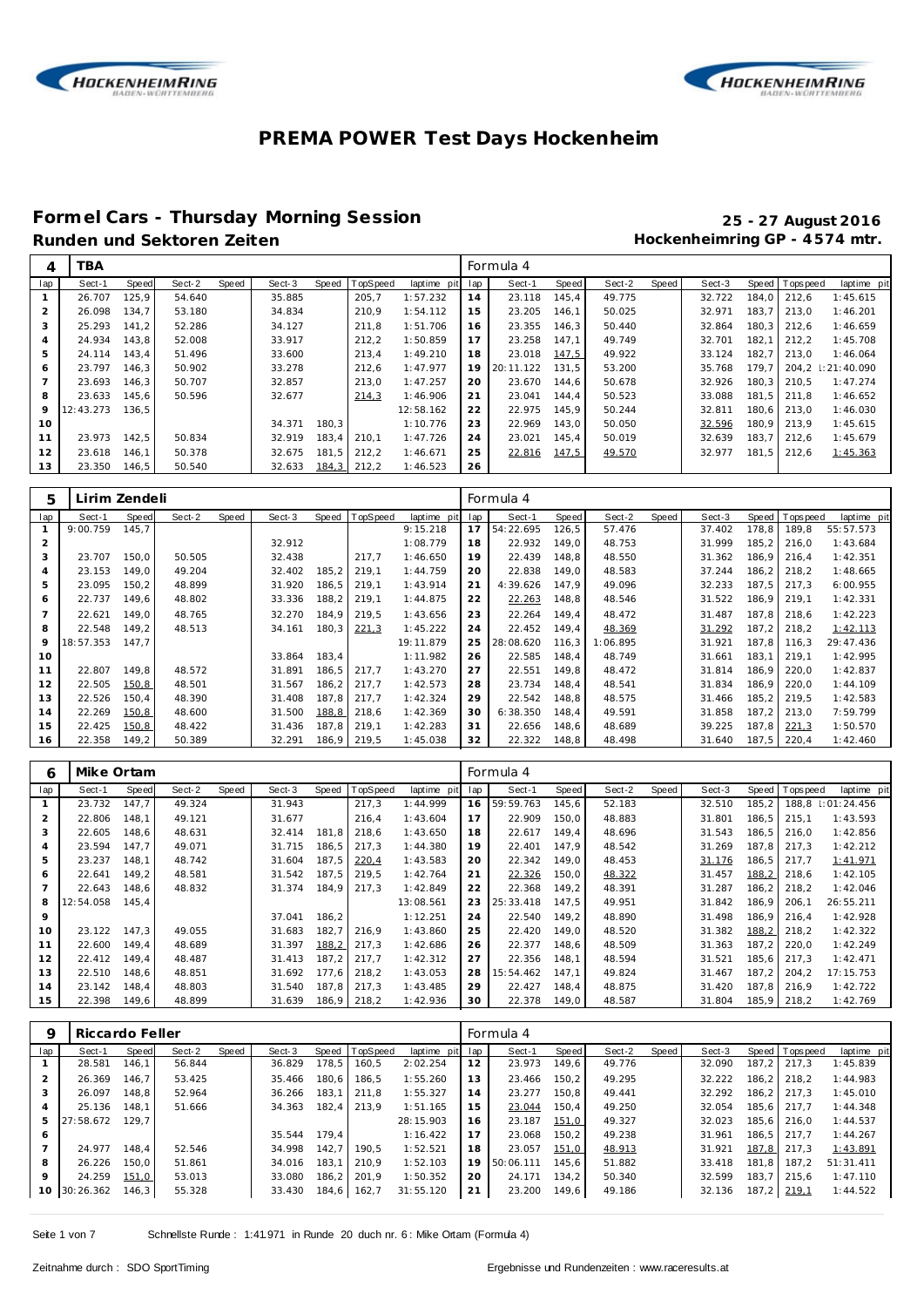# PREMA POWER Test Days Hockenheim

## Formel Cars - Thursday Morning Session

**25 - 27 August 2016**

### Runden und Sektoren Zeiten

**Hockenheimring GP - 4574 mtr.**

| 4 | TBA | | | | | | | | | Formula 4 | | | | | | | | |
|---|---|---|---|---|---|---|---|---|---|---|---|---|---|---|---|---|---|---|
| lap | Sect-1 | Speed | Sect-2 | Speed | Sect-3 | Speed | TopSpeed | laptime pit | lap | Sect-1 | Speed | Sect-2 | Speed | Sect-3 | Speed | Topspeed | laptime pit |
| 1 | 26.707 | 125,9 | 54.640 | | 35.885 | | 205,7 | 1:57.232 | 14 | 23.118 | 145,4 | 49.775 | | 32.722 | 184,0 | 212,6 | 1:45.615 |
| 2 | 26.098 | 134,7 | 53.180 | | 34.834 | | 210,9 | 1:54.112 | 15 | 23.205 | 146,1 | 50.025 | | 32.971 | 183,7 | 213,0 | 1:46.201 |
| 3 | 25.293 | 141,2 | 52.286 | | 34.127 | | 211,8 | 1:51.706 | 16 | 23.355 | 146,3 | 50.440 | | 32.864 | 180,3 | 212,6 | 1:46.659 |
| 4 | 24.934 | 143,8 | 52.008 | | 33.917 | | 212,2 | 1:50.859 | 17 | 23.258 | 147,1 | 49.749 | | 32.701 | 182,1 | 212,2 | 1:45.708 |
| 5 | 24.114 | 143,4 | 51.496 | | 33.600 | | 213,4 | 1:49.210 | 18 | 23.018 | 147,5 | 49.922 | | 33.124 | 182,7 | 213,0 | 1:46.064 |
| 6 | 23.797 | 146,3 | 50.902 | | 33.278 | | 212,6 | 1:47.977 | 19 | 20:11.122 | 131,5 | 53.200 | | 35.768 | 179,7 | 204,2 | 1:21:40.090 |
| 7 | 23.693 | 146,3 | 50.707 | | 32.857 | | 213,0 | 1:47.257 | 20 | 23.670 | 144,6 | 50.678 | | 32.926 | 180,3 | 210,5 | 1:47.274 |
| 8 | 23.633 | 145,6 | 50.596 | | 32.677 | | 214,3 | 1:46.906 | 21 | 23.041 | 144,4 | 50.523 | | 33.088 | 181,5 | 211,8 | 1:46.652 |
| 9 | 12:43.273 | 136,5 | | | | | | 12:58.162 | 22 | 22.975 | 145,9 | 50.244 | | 32.811 | 180,6 | 213,0 | 1:46.030 |
| 10 | | | | | 34.371 | 180,3 | | 1:10.776 | 23 | 22.969 | 143,0 | 50.050 | | 32.596 | 180,9 | 213,9 | 1:45.615 |
| 11 | 23.973 | 142,5 | 50.834 | | 32.919 | 183,4 | 210,1 | 1:47.726 | 24 | 23.021 | 145,4 | 50.019 | | 32.639 | 183,7 | 212,6 | 1:45.679 |
| 12 | 23.618 | 146,1 | 50.378 | | 32.675 | 181,5 | 212,2 | 1:46.671 | 25 | 22.816 | 147,5 | 49.570 | | 32.977 | 181,5 | 212,6 | 1:45.363 |
| 13 | 23.350 | 146,5 | 50.540 | | 32.633 | 184,3 | 212,2 | 1:46.523 | 26 | | | | | | | | |

| 5 | Lirim Zendeli | | | | | | | | | Formula 4 | | | | | | | | |
|---|---|---|---|---|---|---|---|---|---|---|---|---|---|---|---|---|---|---|
| lap | Sect-1 | Speed | Sect-2 | Speed | Sect-3 | Speed | TopSpeed | laptime pit | lap | Sect-1 | Speed | Sect-2 | Speed | Sect-3 | Speed | Topspeed | laptime pit |
| 1 | 9:00.759 | 145,7 | | | | | | 9:15.218 | 17 | 54:22.695 | 126,5 | 57.476 | | 37.402 | 178,8 | 189,8 | 55:57.573 |
| 2 | | | | | 32.912 | | | 1:08.779 | 18 | 22.932 | 149,0 | 48.753 | | 31.999 | 185,2 | 216,0 | 1:43.684 |
| 3 | 23.707 | 150,0 | 50.505 | | 32.438 | | 217,7 | 1:46.650 | 19 | 22.439 | 148,8 | 48.550 | | 31.362 | 186,9 | 216,4 | 1:42.351 |
| 4 | 23.153 | 149,0 | 49.204 | | 32.402 | 185,2 | 219,1 | 1:44.759 | 20 | 22.838 | 149,0 | 48.583 | | 37.244 | 186,2 | 218,2 | 1:48.665 |
| 5 | 23.095 | 150,2 | 48.899 | | 31.920 | 186,5 | 219,1 | 1:43.914 | 21 | 4:39.626 | 147,9 | 49.096 | | 32.233 | 187,5 | 217,3 | 6:00.955 |
| 6 | 22.737 | 149,6 | 48.802 | | 33.336 | 188,2 | 219,1 | 1:44.875 | 22 | 22.263 | 148,8 | 48.546 | | 31.522 | 186,9 | 219,1 | 1:42.331 |
| 7 | 22.621 | 149,0 | 48.765 | | 32.270 | 184,9 | 219,5 | 1:43.656 | 23 | 22.264 | 149,4 | 48.472 | | 31.487 | 187,8 | 218,6 | 1:42.223 |
| 8 | 22.548 | 149,2 | 48.513 | | 34.161 | 180,3 | 221,3 | 1:45.222 | 24 | 22.452 | 149,4 | 48.369 | | 31.292 | 187,2 | 218,2 | 1:42.113 |
| 9 | 18:57.353 | 147,7 | | | | | | 19:11.879 | 25 | 28:08.620 | 116,3 | 1:06.895 | | 31.921 | 187,8 | 116,3 | 29:47.436 |
| 10 | | | | | 33.864 | 183,4 | | 1:11.982 | 26 | 22.585 | 148,4 | 48.749 | | 31.661 | 183,1 | 219,1 | 1:42.995 |
| 11 | 22.807 | 149,8 | 48.572 | | 31.891 | 186,5 | 217,7 | 1:43.270 | 27 | 22.551 | 149,8 | 48.472 | | 31.814 | 186,9 | 220,0 | 1:42.837 |
| 12 | 22.505 | 150,8 | 48.501 | | 31.567 | 186,2 | 217,7 | 1:42.573 | 28 | 23.734 | 148,4 | 48.541 | | 31.834 | 186,9 | 220,0 | 1:44.109 |
| 13 | 22.526 | 150,4 | 48.390 | | 31.408 | 187,8 | 217,7 | 1:42.324 | 29 | 22.542 | 148,8 | 48.575 | | 31.466 | 185,2 | 219,5 | 1:42.583 |
| 14 | 22.269 | 150,8 | 48.600 | | 31.500 | 188,8 | 218,6 | 1:42.369 | 30 | 6:38.350 | 148,4 | 49.591 | | 31.858 | 187,2 | 213,0 | 7:59.799 |
| 15 | 22.425 | 150,8 | 48.422 | | 31.436 | 187,8 | 219,1 | 1:42.283 | 31 | 22.656 | 148,6 | 48.689 | | 39.225 | 187,8 | 221,3 | 1:50.570 |
| 16 | 22.358 | 149,2 | 50.389 | | 32.291 | 186,9 | 219,5 | 1:45.038 | 32 | 22.322 | 148,8 | 48.498 | | 31.640 | 187,5 | 220,4 | 1:42.460 |

| 6 | Mike Ortam | | | | | | | | | Formula 4 | | | | | | | | |
|---|---|---|---|---|---|---|---|---|---|---|---|---|---|---|---|---|---|---|
| lap | Sect-1 | Speed | Sect-2 | Speed | Sect-3 | Speed | TopSpeed | laptime pit | lap | Sect-1 | Speed | Sect-2 | Speed | Sect-3 | Speed | Topspeed | laptime pit |
| 1 | 23.732 | 147,7 | 49.324 | | 31.943 | | 217,3 | 1:44.999 | 16 | 59:59.763 | 145,6 | 52.183 | | 32.510 | 185,2 | 188,8 | 1:01:24.456 |
| 2 | 22.806 | 148,1 | 49.121 | | 31.677 | | 216,4 | 1:43.604 | 17 | 22.909 | 150,0 | 48.883 | | 31.801 | 186,5 | 215,1 | 1:43.593 |
| 3 | 22.605 | 148,6 | 48.631 | | 32.414 | 181,8 | 218,6 | 1:43.650 | 18 | 22.617 | 149,4 | 48.696 | | 31.543 | 186,5 | 216,0 | 1:42.856 |
| 4 | 23.594 | 147,7 | 49.071 | | 31.715 | 186,5 | 217,3 | 1:44.380 | 19 | 22.401 | 147,9 | 48.542 | | 31.269 | 187,8 | 217,3 | 1:42.212 |
| 5 | 23.237 | 148,1 | 48.742 | | 31.604 | 187,5 | 220,4 | 1:43.583 | 20 | 22.342 | 149,0 | 48.453 | | 31.176 | 186,5 | 217,7 | 1:41.971 |
| 6 | 22.641 | 149,2 | 48.581 | | 31.542 | 187,5 | 219,5 | 1:42.764 | 21 | 22.326 | 150,0 | 48.322 | | 31.457 | 188,2 | 218,6 | 1:42.105 |
| 7 | 22.643 | 148,6 | 48.832 | | 31.374 | 184,9 | 217,3 | 1:42.849 | 22 | 22.368 | 149,2 | 48.391 | | 31.287 | 186,2 | 218,2 | 1:42.046 |
| 8 | 12:54.058 | 145,4 | | | | | | 13:08.561 | 23 | 25:33.418 | 147,5 | 49.951 | | 31.842 | 186,9 | 206,1 | 26:55.211 |
| 9 | | | | | 37.041 | 186,2 | | 1:12.251 | 24 | 22.540 | 149,2 | 48.890 | | 31.498 | 186,9 | 216,4 | 1:42.928 |
| 10 | 23.122 | 147,3 | 49.055 | | 31.683 | 182,7 | 216,9 | 1:43.860 | 25 | 22.420 | 149,0 | 48.520 | | 31.382 | 188,2 | 218,2 | 1:42.322 |
| 11 | 22.600 | 149,4 | 48.689 | | 31.397 | 188,2 | 217,3 | 1:42.686 | 26 | 22.377 | 148,6 | 48.509 | | 31.363 | 187,2 | 220,0 | 1:42.249 |
| 12 | 22.412 | 149,4 | 48.487 | | 31.413 | 187,2 | 217,7 | 1:42.312 | 27 | 22.356 | 148,1 | 48.594 | | 31.521 | 185,6 | 217,3 | 1:42.471 |
| 13 | 22.510 | 148,6 | 48.851 | | 31.692 | 177,6 | 218,2 | 1:43.053 | 28 | 15:54.462 | 147,1 | 49.824 | | 31.467 | 187,2 | 204,2 | 17:15.753 |
| 14 | 23.142 | 148,4 | 48.803 | | 31.540 | 187,8 | 217,3 | 1:43.485 | 29 | 22.427 | 148,4 | 48.875 | | 31.420 | 187,8 | 216,9 | 1:42.722 |
| 15 | 22.398 | 149,6 | 48.899 | | 31.639 | 186,9 | 218,2 | 1:42.936 | 30 | 22.378 | 149,0 | 48.587 | | 31.804 | 185,9 | 218,2 | 1:42.769 |

| 9 | Riccardo Feller | | | | | | | | | Formula 4 | | | | | | | | |
|---|---|---|---|---|---|---|---|---|---|---|---|---|---|---|---|---|---|---|
| lap | Sect-1 | Speed | Sect-2 | Speed | Sect-3 | Speed | TopSpeed | laptime pit | lap | Sect-1 | Speed | Sect-2 | Speed | Sect-3 | Speed | Topspeed | laptime pit |
| 1 | 28.581 | 146,1 | 56.844 | | 36.829 | 178,5 | 160,5 | 2:02.254 | 12 | 23.973 | 149,6 | 49.776 | | 32.090 | 187,2 | 217,3 | 1:45.839 |
| 2 | 26.369 | 146,7 | 53.425 | | 35.466 | 180,6 | 186,5 | 1:55.260 | 13 | 23.466 | 150,2 | 49.295 | | 32.222 | 186,2 | 218,2 | 1:44.983 |
| 3 | 26.097 | 148,8 | 52.964 | | 36.266 | 183,1 | 211,8 | 1:55.327 | 14 | 23.277 | 150,8 | 49.441 | | 32.292 | 186,2 | 217,3 | 1:45.010 |
| 4 | 25.136 | 148,1 | 51.666 | | 34.363 | 182,4 | 213,9 | 1:51.165 | 15 | 23.044 | 150,4 | 49.250 | | 32.054 | 185,6 | 217,7 | 1:44.348 |
| 5 | 27:58.672 | 129,7 | | | | | | 28:15.903 | 16 | 23.187 | 151,0 | 49.327 | | 32.023 | 185,6 | 216,0 | 1:44.537 |
| 6 | | | | | 35.544 | 179,4 | | 1:16.422 | 17 | 23.068 | 150,2 | 49.238 | | 31.961 | 186,5 | 217,7 | 1:44.267 |
| 7 | 24.977 | 148,4 | 52.546 | | 34.998 | 142,7 | 190,5 | 1:52.521 | 18 | 23.057 | 151,0 | 48.913 | | 31.921 | 187,8 | 217,3 | 1:43.891 |
| 8 | 26.226 | 150,0 | 51.861 | | 34.016 | 183,1 | 210,9 | 1:52.103 | 19 | 50:06.111 | 145,6 | 51.882 | | 33.418 | 181,8 | 187,2 | 51:31.411 |
| 9 | 24.259 | 151,0 | 53.013 | | 33.080 | 186,2 | 201,9 | 1:50.352 | 20 | 24.171 | 134,2 | 50.340 | | 32.599 | 183,7 | 215,6 | 1:47.110 |
| 10 | 30:26.362 | 146,3 | 55.328 | | 33.430 | 184,6 | 162,7 | 31:55.120 | 21 | 23.200 | 149,6 | 49.186 | | 32.136 | 187,2 | 219,1 | 1:44.522 |

Schnellste Runde : 1:41.971 in Runde 20 duch nr. 6 : Mike Ortam (Formula 4)

Zeitnahme durch : SDO SportTiming

Ergebnisse und Rundenzeiten : www.raceresults.at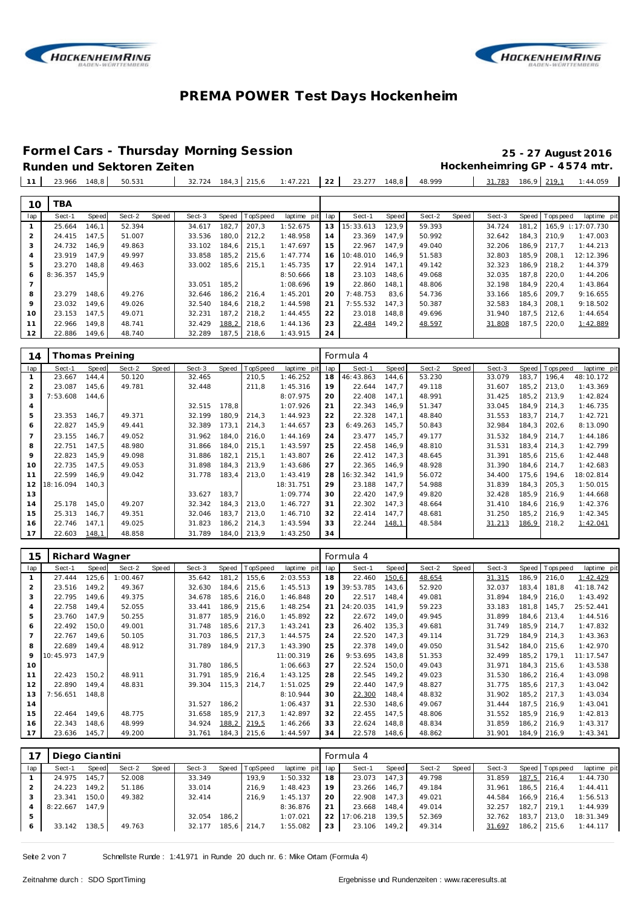# PREMA POWER Test Days Hockenheim

## Formel Cars - Thursday Morning Session

**25 - 27 August 2016**

**Runden und Sektoren Zeiten**

**Hockenheimring GP - 4574 mtr.**

| 11 | 23.966 | 148,8 | 50.531 | | 32.724 | 184,3 | 215,6 | 1:47.221 | 22 | 23.277 | 148,8 | 48.999 | | 31.783 | 186,9 | 219,1 | 1:44.059 |
|---|---|---|---|---|---|---|---|---|---|---|---|---|---|---|---|---|---|

| 10 | TBA | | | | | | | | | | | | | | | | |
|---|---|---|---|---|---|---|---|---|---|---|---|---|---|---|---|---|---|
| lap | Sect-1 | Speed | Sect-2 | Speed | Sect-3 | Speed | TopSpeed | laptime pit | lap | Sect-1 | Speed | Sect-2 | Speed | Sect-3 | Speed | Topspeed | laptime pit |
| 1 | 25.664 | 146,1 | 52.394 | | 34.617 | 182,7 | 207,3 | 1:52.675 | 13 | 15:33.613 | 123,9 | 59.393 | | 34.724 | 181,2 | 165,9 | 17:07.730 |
| 2 | 24.415 | 147,5 | 51.007 | | 33.536 | 180,0 | 212,2 | 1:48.958 | 14 | 23.369 | 147,9 | 50.992 | | 32.642 | 184,3 | 210,9 | 1:47.003 |
| 3 | 24.732 | 146,9 | 49.863 | | 33.102 | 184,6 | 215,1 | 1:47.697 | 15 | 22.967 | 147,9 | 49.040 | | 32.206 | 186,9 | 217,7 | 1:44.213 |
| 4 | 23.919 | 147,9 | 49.997 | | 33.858 | 185,2 | 215,6 | 1:47.774 | 16 | 10:48.010 | 146,9 | 51.583 | | 32.803 | 185,9 | 208,1 | 12:12.396 |
| 5 | 23.270 | 148,8 | 49.463 | | 33.002 | 185,6 | 215,1 | 1:45.735 | 17 | 22.914 | 147,1 | 49.142 | | 32.323 | 186,9 | 218,2 | 1:44.379 |
| 6 | 8:36.357 | 145,9 | | | | | | 8:50.666 | 18 | 23.103 | 148,6 | 49.068 | | 32.035 | 187,8 | 220,0 | 1:44.206 |
| 7 | | | | | 33.051 | 185,2 | | 1:08.696 | 19 | 22.860 | 148,1 | 48.806 | | 32.198 | 184,9 | 220,4 | 1:43.864 |
| 8 | 23.279 | 148,6 | 49.276 | | 32.646 | 186,2 | 216,4 | 1:45.201 | 20 | 7:48.753 | 83,6 | 54.736 | | 33.166 | 185,6 | 209,7 | 9:16.655 |
| 9 | 23.032 | 149,6 | 49.026 | | 32.540 | 184,6 | 218,2 | 1:44.598 | 21 | 7:55.532 | 147,3 | 50.387 | | 32.583 | 184,3 | 208,1 | 9:18.502 |
| 10 | 23.153 | 147,5 | 49.071 | | 32.231 | 187,2 | 218,2 | 1:44.455 | 22 | 23.018 | 148,8 | 49.696 | | 31.940 | 187,5 | 212,6 | 1:44.654 |
| 11 | 22.966 | 149,8 | 48.741 | | 32.429 | 188,2 | 218,6 | 1:44.136 | 23 | 22.484 | 149,2 | 48.597 | | 31.808 | 187,5 | 220,0 | 1:42.889 |
| 12 | 22.886 | 149,6 | 48.740 | | 32.289 | 187,5 | 218,6 | 1:43.915 | 24 | | | | | | | | |

| 14 | Thomas Preining | | | | | | | | Formula 4 | | | | | | | | |
|---|---|---|---|---|---|---|---|---|---|---|---|---|---|---|---|---|---|
| lap | Sect-1 | Speed | Sect-2 | Speed | Sect-3 | Speed | TopSpeed | laptime pit | lap | Sect-1 | Speed | Sect-2 | Speed | Sect-3 | Speed | Topspeed | laptime pit |
| 1 | 23.667 | 144,4 | 50.120 | | 32.465 | | 210,5 | 1:46.252 | 18 | 46:43.863 | 144,6 | 53.230 | | 33.079 | 183,7 | 196,4 | 48:10.172 |
| 2 | 23.087 | 145,6 | 49.781 | | 32.448 | | 211,8 | 1:45.316 | 19 | 22.644 | 147,7 | 49.118 | | 31.607 | 185,2 | 213,0 | 1:43.369 |
| 3 | 7:53.608 | 144,6 | | | | | | 8:07.975 | 20 | 22.408 | 147,1 | 48.991 | | 31.425 | 185,2 | 213,9 | 1:42.824 |
| 4 | | | | | 32.515 | 178,8 | | 1:07.926 | 21 | 22.343 | 146,9 | 51.347 | | 33.045 | 184,9 | 214,3 | 1:46.735 |
| 5 | 23.353 | 146,7 | 49.371 | | 32.199 | 180,9 | 214,3 | 1:44.923 | 22 | 22.328 | 147,1 | 48.840 | | 31.553 | 183,7 | 214,7 | 1:42.721 |
| 6 | 22.827 | 145,9 | 49.441 | | 32.389 | 173,1 | 214,3 | 1:44.657 | 23 | 6:49.263 | 145,7 | 50.843 | | 32.984 | 184,3 | 202,6 | 8:13.090 |
| 7 | 23.155 | 146,7 | 49.052 | | 31.962 | 184,0 | 216,0 | 1:44.169 | 24 | 23.477 | 145,7 | 49.177 | | 31.532 | 184,9 | 214,7 | 1:44.186 |
| 8 | 22.751 | 147,5 | 48.980 | | 31.866 | 184,0 | 215,1 | 1:43.597 | 25 | 22.458 | 146,9 | 48.810 | | 31.531 | 183,4 | 214,3 | 1:42.799 |
| 9 | 22.823 | 145,9 | 49.098 | | 31.886 | 182,1 | 215,1 | 1:43.807 | 26 | 22.412 | 147,3 | 48.645 | | 31.391 | 185,6 | 215,6 | 1:42.448 |
| 10 | 22.735 | 147,5 | 49.053 | | 31.898 | 184,3 | 213,9 | 1:43.686 | 27 | 22.365 | 146,9 | 48.928 | | 31.390 | 184,6 | 214,7 | 1:42.683 |
| 11 | 22.599 | 146,9 | 49.042 | | 31.778 | 183,4 | 213,0 | 1:43.419 | 28 | 16:32.342 | 141,9 | 56.072 | | 34.400 | 175,6 | 194,6 | 18:02.814 |
| 12 | 18:16.094 | 140,3 | | | | | | 18:31.751 | 29 | 23.188 | 147,7 | 54.988 | | 31.839 | 184,3 | 205,3 | 1:50.015 |
| 13 | | | | | 33.627 | 183,7 | | 1:09.774 | 30 | 22.420 | 147,9 | 49.820 | | 32.428 | 185,9 | 216,9 | 1:44.668 |
| 14 | 25.178 | 145,0 | 49.207 | | 32.342 | 184,3 | 213,0 | 1:46.727 | 31 | 22.302 | 147,3 | 48.664 | | 31.410 | 184,6 | 216,9 | 1:42.376 |
| 15 | 25.313 | 146,7 | 49.351 | | 32.046 | 183,7 | 213,0 | 1:46.710 | 32 | 22.414 | 147,7 | 48.681 | | 31.250 | 185,2 | 216,9 | 1:42.345 |
| 16 | 22.746 | 147,1 | 49.025 | | 31.823 | 186,2 | 214,3 | 1:43.594 | 33 | 22.244 | 148,1 | 48.584 | | 31.213 | 186,9 | 218,2 | 1:42.041 |
| 17 | 22.603 | 148,1 | 48.858 | | 31.789 | 184,0 | 213,9 | 1:43.250 | 34 | | | | | | | | |

| 15 | Richard Wagner | | | | | | | | Formula 4 | | | | | | | | |
|---|---|---|---|---|---|---|---|---|---|---|---|---|---|---|---|---|---|
| lap | Sect-1 | Speed | Sect-2 | Speed | Sect-3 | Speed | TopSpeed | laptime pit | lap | Sect-1 | Speed | Sect-2 | Speed | Sect-3 | Speed | Topspeed | laptime pit |
| 1 | 27.444 | 125,6 | 1:00.467 | | 35.642 | 181,2 | 155,6 | 2:03.553 | 18 | 22.460 | 150,6 | 48.654 | | 31.315 | 186,9 | 216,0 | 1:42.429 |
| 2 | 23.516 | 149,2 | 49.367 | | 32.630 | 184,6 | 215,6 | 1:45.513 | 19 | 39:53.785 | 143,6 | 52.920 | | 32.037 | 183,4 | 181,8 | 41:18.742 |
| 3 | 22.795 | 149,6 | 49.375 | | 34.678 | 185,6 | 216,0 | 1:46.848 | 20 | 22.517 | 148,4 | 49.081 | | 31.894 | 184,9 | 216,0 | 1:43.492 |
| 4 | 22.758 | 149,4 | 52.055 | | 33.441 | 186,9 | 215,6 | 1:48.254 | 21 | 24:20.035 | 141,9 | 59.223 | | 33.183 | 181,8 | 145,7 | 25:52.441 |
| 5 | 23.760 | 147,9 | 50.255 | | 31.877 | 185,9 | 216,0 | 1:45.892 | 22 | 22.672 | 149,0 | 49.945 | | 31.899 | 184,6 | 213,4 | 1:44.516 |
| 6 | 22.492 | 150,0 | 49.001 | | 31.748 | 185,6 | 217,3 | 1:43.241 | 23 | 26.402 | 135,3 | 49.681 | | 31.749 | 185,9 | 214,7 | 1:47.832 |
| 7 | 22.767 | 149,6 | 50.105 | | 31.703 | 186,5 | 217,3 | 1:44.575 | 24 | 22.520 | 147,3 | 49.114 | | 31.729 | 184,9 | 214,3 | 1:43.363 |
| 8 | 22.689 | 149,4 | 48.912 | | 31.789 | 184,9 | 217,3 | 1:43.390 | 25 | 22.378 | 149,0 | 49.050 | | 31.542 | 184,0 | 215,6 | 1:42.970 |
| 9 | 10:45.973 | 147,9 | | | | | | 11:00.319 | 26 | 9:53.695 | 143,8 | 51.353 | | 32.499 | 185,2 | 179,1 | 11:17.547 |
| 10 | | | | | 31.780 | 186,5 | | 1:06.663 | 27 | 22.524 | 150,0 | 49.043 | | 31.971 | 184,3 | 215,6 | 1:43.538 |
| 11 | 22.423 | 150,2 | 48.911 | | 31.791 | 185,9 | 216,4 | 1:43.125 | 28 | 22.545 | 149,2 | 49.023 | | 31.530 | 186,2 | 216,4 | 1:43.098 |
| 12 | 22.890 | 149,4 | 48.831 | | 39.304 | 115,3 | 214,7 | 1:51.025 | 29 | 22.440 | 147,9 | 48.827 | | 31.775 | 185,6 | 217,3 | 1:43.042 |
| 13 | 7:56.651 | 148,8 | | | | | | 8:10.944 | 30 | 22.300 | 148,4 | 48.832 | | 31.902 | 185,2 | 217,3 | 1:43.034 |
| 14 | | | | | 31.527 | 186,2 | | 1:06.437 | 31 | 22.530 | 148,6 | 49.067 | | 31.444 | 187,5 | 216,9 | 1:43.041 |
| 15 | 22.464 | 149,6 | 48.775 | | 31.658 | 185,9 | 217,3 | 1:42.897 | 32 | 22.455 | 147,5 | 48.806 | | 31.552 | 185,9 | 216,9 | 1:42.813 |
| 16 | 22.343 | 148,6 | 48.999 | | 34.924 | 188,2 | 219,5 | 1:46.266 | 33 | 22.624 | 148,8 | 48.834 | | 31.859 | 186,2 | 216,9 | 1:43.317 |
| 17 | 23.636 | 145,7 | 49.200 | | 31.761 | 184,3 | 215,6 | 1:44.597 | 34 | 22.578 | 148,6 | 48.862 | | 31.901 | 184,9 | 216,9 | 1:43.341 |

| 17 | Diego Ciantini | | | | | | | | Formula 4 | | | | | | | | |
|---|---|---|---|---|---|---|---|---|---|---|---|---|---|---|---|---|---|
| lap | Sect-1 | Speed | Sect-2 | Speed | Sect-3 | Speed | TopSpeed | laptime pit | lap | Sect-1 | Speed | Sect-2 | Speed | Sect-3 | Speed | Topspeed | laptime pit |
| 1 | 24.975 | 145,7 | 52.008 | | 33.349 | | 193,9 | 1:50.332 | 18 | 23.073 | 147,3 | 49.798 | | 31.859 | 187,5 | 216,4 | 1:44.730 |
| 2 | 24.223 | 149,2 | 51.186 | | 33.014 | | 216,9 | 1:48.423 | 19 | 23.266 | 146,7 | 49.184 | | 31.961 | 186,5 | 216,4 | 1:44.411 |
| 3 | 23.341 | 150,0 | 49.382 | | 32.414 | | 216,9 | 1:45.137 | 20 | 22.908 | 147,3 | 49.021 | | 44.584 | 166,9 | 216,4 | 1:56.513 |
| 4 | 8:22.667 | 147,9 | | | | | | 8:36.876 | 21 | 23.668 | 148,4 | 49.014 | | 32.257 | 182,7 | 219,1 | 1:44.939 |
| 5 | | | | | 32.054 | 186,2 | | 1:07.021 | 22 | 17:06.218 | 139,5 | 52.369 | | 32.762 | 183,7 | 213,0 | 18:31.349 |
| 6 | 33.142 | 138,5 | 49.763 | | 32.177 | 185,6 | 214,7 | 1:55.082 | 23 | 23.106 | 149,2 | 49.314 | | 31.697 | 186,2 | 215,6 | 1:44.117 |

Schnellste Runde : 1:41.971 in Runde 20 duch nr. 6 : Mike Ortam (Formula 4)

Zeitnahme durch : SDO SportTiming

Ergebnisse und Rundenzeiten : www.raceresults.at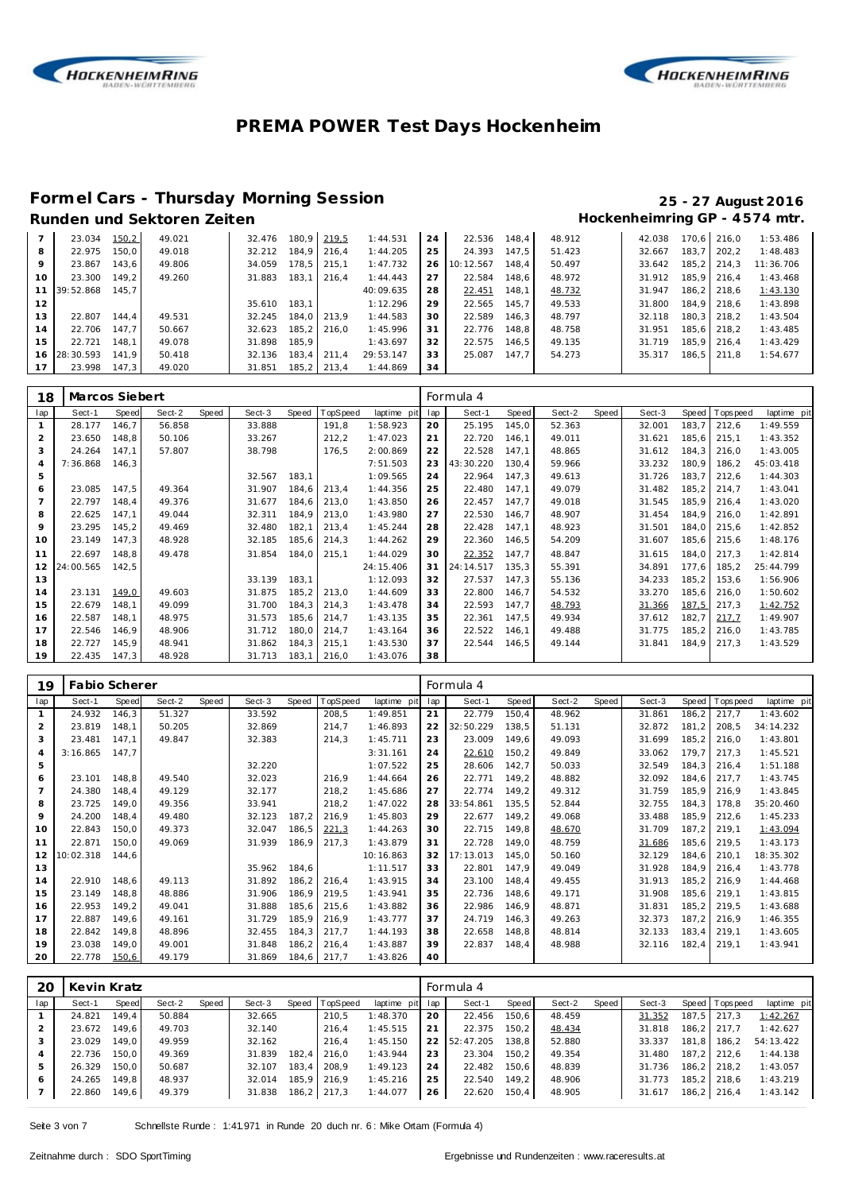# PREMA POWER Test Days Hockenheim

## Formel Cars - Thursday Morning Session

**25 - 27 August 2016**

### Runden und Sektoren Zeiten

**Hockenheimring GP - 4574 mtr.**

| lap | Sect-1 | Speed | Sect-2 | Speed | Sect-3 | Speed | TopSpeed | laptime pit | lap | Sect-1 | Speed | Sect-2 | Speed | Sect-3 | Speed | Topspeed | laptime pit |
|---|---|---|---|---|---|---|---|---|---|---|---|---|---|---|---|---|---|
| 7 | 23.034 | 150,2 | 49.021 | | 32.476 | 180,9 | 219,5 | 1:44.531 | 24 | 22.536 | 148,4 | 48.912 | | 42.038 | 170,6 | 216,0 | 1:53.486 |
| 8 | 22.975 | 150,0 | 49.018 | | 32.212 | 184,9 | 216,4 | 1:44.205 | 25 | 24.393 | 147,5 | 51.423 | | 32.667 | 183,7 | 202,2 | 1:48.483 |
| 9 | 23.867 | 143,6 | 49.806 | | 34.059 | 178,5 | 215,1 | 1:47.732 | 26 | 10:12.567 | 148,4 | 50.497 | | 33.642 | 185,2 | 214,3 | 11:36.706 |
| 10 | 23.300 | 149,2 | 49.260 | | 31.883 | 183,1 | 216,4 | 1:44.443 | 27 | 22.584 | 148,6 | 48.972 | | 31.912 | 185,9 | 216,4 | 1:43.468 |
| 11 | 39:52.868 | 145,7 | | | | | | 40:09.635 | 28 | 22.451 | 148,1 | 48.732 | | 31.947 | 186,2 | 218,6 | 1:43.130 |
| 12 | | | | | 35.610 | 183,1 | | 1:12.296 | 29 | 22.565 | 145,7 | 49.533 | | 31.800 | 184,9 | 218,6 | 1:43.898 |
| 13 | 22.807 | 144,4 | 49.531 | | 32.245 | 184,0 | 213,9 | 1:44.583 | 30 | 22.589 | 146,3 | 48.797 | | 32.118 | 180,3 | 218,2 | 1:43.504 |
| 14 | 22.706 | 147,7 | 50.667 | | 32.623 | 185,2 | 216,0 | 1:45.996 | 31 | 22.776 | 148,8 | 48.758 | | 31.951 | 185,6 | 218,2 | 1:43.485 |
| 15 | 22.721 | 148,1 | 49.078 | | 31.898 | 185,9 | | 1:43.697 | 32 | 22.575 | 146,5 | 49.135 | | 31.719 | 185,9 | 216,4 | 1:43.429 |
| 16 | 28:30.593 | 141,9 | 50.418 | | 32.136 | 183,4 | 211,4 | 29:53.147 | 33 | 25.087 | 147,7 | 54.273 | | 35.317 | 186,5 | 211,8 | 1:54.677 |
| 17 | 23.998 | 147,3 | 49.020 | | 31.851 | 185,2 | 213,4 | 1:44.869 | 34 | | | | | | | | |

**18 Marcos Siebert** — Formula 4

| lap | Sect-1 | Speed | Sect-2 | Speed | Sect-3 | Speed | TopSpeed | laptime pit | lap | Sect-1 | Speed | Sect-2 | Speed | Sect-3 | Speed | Topspeed | laptime pit |
|---|---|---|---|---|---|---|---|---|---|---|---|---|---|---|---|---|---|
| 1 | 28.177 | 146,7 | 56.858 | | 33.888 | | 191,8 | 1:58.923 | 20 | 25.195 | 145,0 | 52.363 | | 32.001 | 183,7 | 212,6 | 1:49.559 |
| 2 | 23.650 | 148,8 | 50.106 | | 33.267 | | 212,2 | 1:47.023 | 21 | 22.720 | 146,1 | 49.011 | | 31.621 | 185,6 | 215,1 | 1:43.352 |
| 3 | 24.264 | 147,1 | 57.807 | | 38.798 | | 176,5 | 2:00.869 | 22 | 22.528 | 147,1 | 48.865 | | 31.612 | 184,3 | 216,0 | 1:43.005 |
| 4 | 7:36.868 | 146,3 | | | | | | 7:51.503 | 23 | 43:30.220 | 130,4 | 59.966 | | 33.232 | 180,9 | 186,2 | 45:03.418 |
| 5 | | | | | 32.567 | 183,1 | | 1:09.565 | 24 | 22.964 | 147,3 | 49.613 | | 31.726 | 183,7 | 212,6 | 1:44.303 |
| 6 | 23.085 | 147,5 | 49.364 | | 31.907 | 184,6 | 213,4 | 1:44.356 | 25 | 22.480 | 147,1 | 49.079 | | 31.482 | 185,2 | 214,7 | 1:43.041 |
| 7 | 22.797 | 148,4 | 49.376 | | 31.677 | 184,6 | 213,0 | 1:43.850 | 26 | 22.457 | 147,7 | 49.018 | | 31.545 | 185,9 | 216,4 | 1:43.020 |
| 8 | 22.625 | 147,1 | 49.044 | | 32.311 | 184,9 | 213,0 | 1:43.980 | 27 | 22.530 | 146,7 | 48.907 | | 31.454 | 184,9 | 216,0 | 1:42.891 |
| 9 | 23.295 | 145,2 | 49.469 | | 32.480 | 182,1 | 213,4 | 1:45.244 | 28 | 22.428 | 147,1 | 48.923 | | 31.501 | 184,0 | 215,6 | 1:42.852 |
| 10 | 23.149 | 147,3 | 48.928 | | 32.185 | 185,6 | 214,3 | 1:44.262 | 29 | 22.360 | 146,5 | 54.209 | | 31.607 | 185,6 | 215,6 | 1:48.176 |
| 11 | 22.697 | 148,8 | 49.478 | | 31.854 | 184,0 | 215,1 | 1:44.029 | 30 | 22.352 | 147,7 | 48.847 | | 31.615 | 184,0 | 217,3 | 1:42.814 |
| 12 | 24:00.565 | 142,5 | | | | | | 24:15.406 | 31 | 24:14.517 | 135,3 | 55.391 | | 34.891 | 177,6 | 185,2 | 25:44.799 |
| 13 | | | | | 33.139 | 183,1 | | 1:12.093 | 32 | 27.537 | 147,3 | 55.136 | | 34.233 | 185,2 | 153,6 | 1:56.906 |
| 14 | 23.131 | 149,0 | 49.603 | | 31.875 | 185,2 | 213,0 | 1:44.609 | 33 | 22.800 | 146,7 | 54.532 | | 33.270 | 185,6 | 216,0 | 1:50.602 |
| 15 | 22.679 | 148,1 | 49.099 | | 31.700 | 184,3 | 214,3 | 1:43.478 | 34 | 22.593 | 147,7 | 48.793 | | 31.366 | 187,5 | 217,3 | 1:42.752 |
| 16 | 22.587 | 148,1 | 48.975 | | 31.573 | 185,6 | 214,7 | 1:43.135 | 35 | 22.361 | 147,5 | 49.934 | | 37.612 | 182,7 | 217,7 | 1:49.907 |
| 17 | 22.546 | 146,9 | 48.906 | | 31.712 | 180,0 | 214,7 | 1:43.164 | 36 | 22.522 | 146,1 | 49.488 | | 31.775 | 185,2 | 216,0 | 1:43.785 |
| 18 | 22.727 | 145,9 | 48.941 | | 31.862 | 184,3 | 215,1 | 1:43.530 | 37 | 22.544 | 146,5 | 49.144 | | 31.841 | 184,9 | 217,3 | 1:43.529 |
| 19 | 22.435 | 147,3 | 48.928 | | 31.713 | 183,1 | 216,0 | 1:43.076 | 38 | | | | | | | | |

**19 Fabio Scherer** — Formula 4

| lap | Sect-1 | Speed | Sect-2 | Speed | Sect-3 | Speed | TopSpeed | laptime pit | lap | Sect-1 | Speed | Sect-2 | Speed | Sect-3 | Speed | Topspeed | laptime pit |
|---|---|---|---|---|---|---|---|---|---|---|---|---|---|---|---|---|---|
| 1 | 24.932 | 146,3 | 51.327 | | 33.592 | | 208,5 | 1:49.851 | 21 | 22.779 | 150,4 | 48.962 | | 31.861 | 186,2 | 217,7 | 1:43.602 |
| 2 | 23.819 | 148,1 | 50.205 | | 32.869 | | 214,7 | 1:46.893 | 22 | 32:50.229 | 138,5 | 51.131 | | 32.872 | 181,2 | 208,5 | 34:14.232 |
| 3 | 23.481 | 147,1 | 49.847 | | 32.383 | | 214,3 | 1:45.711 | 23 | 23.009 | 149,6 | 49.093 | | 31.699 | 185,2 | 216,0 | 1:43.801 |
| 4 | 3:16.865 | 147,7 | | | | | | 3:31.161 | 24 | 22.610 | 150,2 | 49.849 | | 33.062 | 179,7 | 217,3 | 1:45.521 |
| 5 | | | | | 32.220 | | | 1:07.522 | 25 | 28.606 | 142,7 | 50.033 | | 32.549 | 184,3 | 216,4 | 1:51.188 |
| 6 | 23.101 | 148,8 | 49.540 | | 32.023 | | 216,9 | 1:44.664 | 26 | 22.771 | 149,2 | 48.882 | | 32.092 | 184,6 | 217,7 | 1:43.745 |
| 7 | 24.380 | 148,4 | 49.129 | | 32.177 | | 218,2 | 1:45.686 | 27 | 22.774 | 149,2 | 49.312 | | 31.759 | 185,9 | 216,9 | 1:43.845 |
| 8 | 23.725 | 149,0 | 49.356 | | 33.941 | | 218,2 | 1:47.022 | 28 | 33:54.861 | 135,5 | 52.844 | | 32.755 | 184,3 | 178,8 | 35:20.460 |
| 9 | 24.200 | 148,4 | 49.480 | | 32.123 | 187,2 | 216,9 | 1:45.803 | 29 | 22.677 | 149,2 | 49.068 | | 33.488 | 185,9 | 212,6 | 1:45.233 |
| 10 | 22.843 | 150,0 | 49.373 | | 32.047 | 186,5 | 221,3 | 1:44.263 | 30 | 22.715 | 149,8 | 48.670 | | 31.709 | 187,2 | 219,1 | 1:43.094 |
| 11 | 22.871 | 150,0 | 49.069 | | 31.939 | 186,9 | 217,3 | 1:43.879 | 31 | 22.728 | 149,0 | 48.759 | | 31.686 | 185,6 | 219,5 | 1:43.173 |
| 12 | 10:02.318 | 144,6 | | | | | | 10:16.863 | 32 | 17:13.013 | 145,0 | 50.160 | | 32.129 | 184,6 | 210,1 | 18:35.302 |
| 13 | | | | | 35.962 | 184,6 | | 1:11.517 | 33 | 22.801 | 147,9 | 49.049 | | 31.928 | 184,9 | 216,4 | 1:43.778 |
| 14 | 22.910 | 148,6 | 49.113 | | 31.892 | 186,2 | 216,4 | 1:43.915 | 34 | 23.100 | 148,4 | 49.455 | | 31.913 | 185,2 | 216,9 | 1:44.468 |
| 15 | 23.149 | 148,8 | 48.886 | | 31.906 | 186,9 | 219,5 | 1:43.941 | 35 | 22.736 | 148,6 | 49.171 | | 31.908 | 185,6 | 219,1 | 1:43.815 |
| 16 | 22.953 | 149,2 | 49.041 | | 31.888 | 185,6 | 215,6 | 1:43.882 | 36 | 22.986 | 146,9 | 48.871 | | 31.831 | 185,2 | 219,5 | 1:43.688 |
| 17 | 22.887 | 149,6 | 49.161 | | 31.729 | 185,9 | 216,9 | 1:43.777 | 37 | 24.719 | 146,3 | 49.263 | | 32.373 | 187,2 | 216,9 | 1:46.355 |
| 18 | 22.842 | 149,8 | 48.896 | | 32.455 | 184,3 | 217,7 | 1:44.193 | 38 | 22.658 | 148,8 | 48.814 | | 32.133 | 183,4 | 219,1 | 1:43.605 |
| 19 | 23.038 | 149,0 | 49.001 | | 31.848 | 186,2 | 216,4 | 1:43.887 | 39 | 22.837 | 148,4 | 48.988 | | 32.116 | 182,4 | 219,1 | 1:43.941 |
| 20 | 22.778 | 150,6 | 49.179 | | 31.869 | 184,6 | 217,7 | 1:43.826 | 40 | | | | | | | | |

**20 Kevin Kratz** — Formula 4

| lap | Sect-1 | Speed | Sect-2 | Speed | Sect-3 | Speed | TopSpeed | laptime pit | lap | Sect-1 | Speed | Sect-2 | Speed | Sect-3 | Speed | Topspeed | laptime pit |
|---|---|---|---|---|---|---|---|---|---|---|---|---|---|---|---|---|---|
| 1 | 24.821 | 149,4 | 50.884 | | 32.665 | | 210,5 | 1:48.370 | 20 | 22.456 | 150,6 | 48.459 | | 31.352 | 187,5 | 217,3 | 1:42.267 |
| 2 | 23.672 | 149,6 | 49.703 | | 32.140 | | 216,4 | 1:45.515 | 21 | 22.375 | 150,2 | 48.434 | | 31.818 | 186,2 | 217,7 | 1:42.627 |
| 3 | 23.029 | 149,0 | 49.959 | | 32.162 | | 216,4 | 1:45.150 | 22 | 52:47.205 | 138,8 | 52.880 | | 33.337 | 181,8 | 186,2 | 54:13.422 |
| 4 | 22.736 | 150,0 | 49.369 | | 31.839 | 182,4 | 216,0 | 1:43.944 | 23 | 23.304 | 150,2 | 49.354 | | 31.480 | 187,2 | 212,6 | 1:44.138 |
| 5 | 26.329 | 150,0 | 50.687 | | 32.107 | 183,4 | 208,9 | 1:49.123 | 24 | 22.482 | 150,6 | 48.839 | | 31.736 | 186,2 | 218,2 | 1:43.057 |
| 6 | 24.265 | 149,8 | 48.937 | | 32.014 | 185,9 | 216,9 | 1:45.216 | 25 | 22.540 | 149,2 | 48.906 | | 31.773 | 185,2 | 218,6 | 1:43.219 |
| 7 | 22.860 | 149,6 | 49.379 | | 31.838 | 186,2 | 217,3 | 1:44.077 | 26 | 22.620 | 150,4 | 48.905 | | 31.617 | 186,2 | 216,4 | 1:43.142 |

Schnellste Runde : 1:41.971 in Runde 20 duch nr. 6 : Mike Ortam (Formula 4)

Zeitnahme durch : SDO SportTiming — Ergebnisse und Rundenzeiten : www.raceresults.at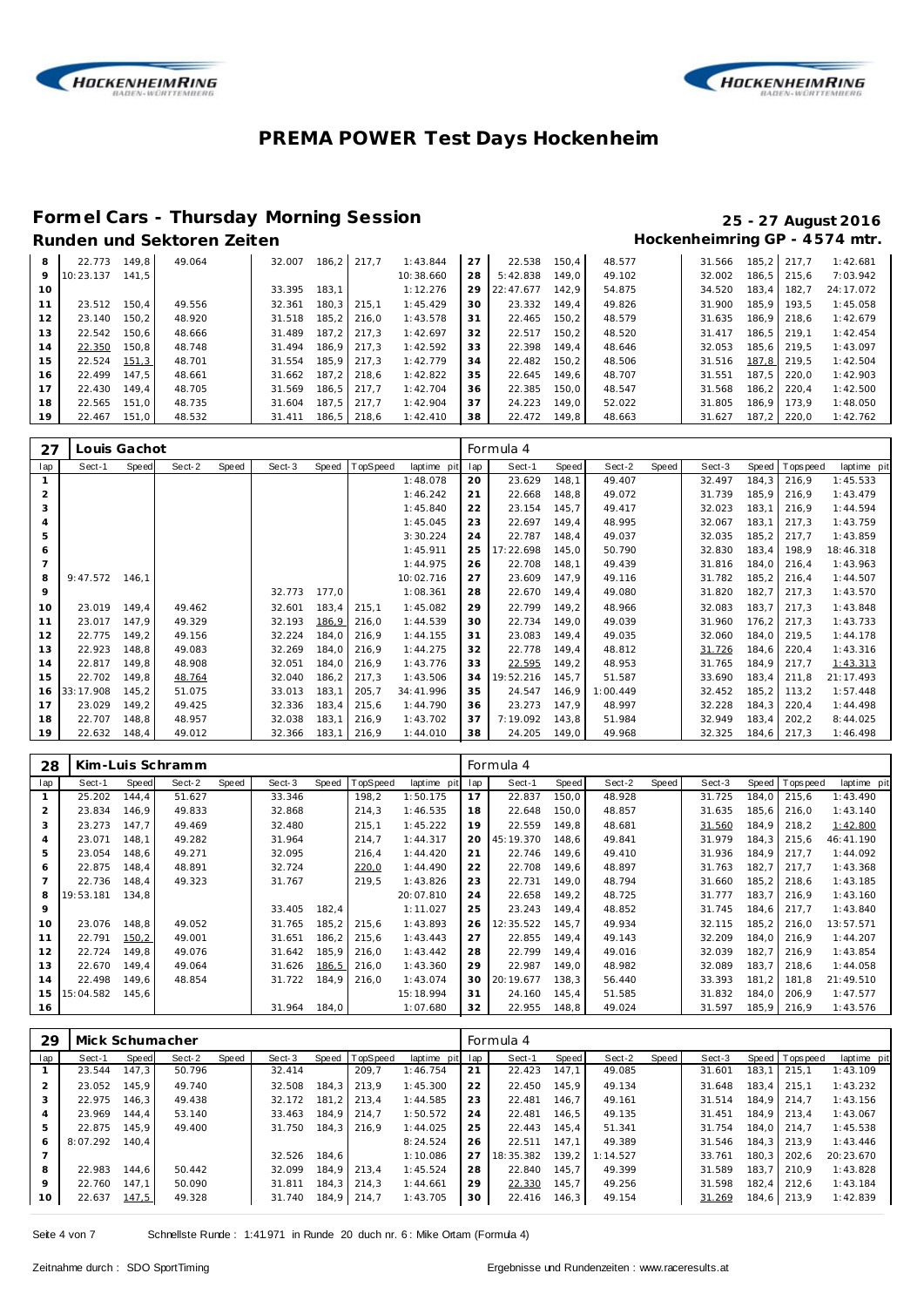# PREMA POWER Test Days Hockenheim

## Formel Cars - Thursday Morning Session

**25 - 27 August 2016**

### Runden und Sektoren Zeiten

**Hockenheimring GP - 4574 mtr.**

| lap | Sect-1 | Speed | Sect-2 | Speed | Sect-3 | Speed | TopSpeed | laptime pit | lap | Sect-1 | Speed | Sect-2 | Speed | Sect-3 | Speed | Topspeed | laptime pit |
|---|---|---|---|---|---|---|---|---|---|---|---|---|---|---|---|---|---|
| 8 | 22.773 | 149,8 | 49.064 | | 32.007 | 186,2 | 217,7 | 1:43.844 | 27 | 22.538 | 150,4 | 48.577 | | 31.566 | 185,2 | 217,7 | 1:42.681 |
| 9 | 10:23.137 | 141,5 | | | | | | 10:38.660 | 28 | 5:42.838 | 149,0 | 49.102 | | 32.002 | 186,5 | 215,6 | 7:03.942 |
| 10 | | | | | 33.395 | 183,1 | | 1:12.276 | 29 | 22:47.677 | 142,9 | 54.875 | | 34.520 | 183,4 | 182,7 | 24:17.072 |
| 11 | 23.512 | 150,4 | 49.556 | | 32.361 | 180,3 | 215,1 | 1:45.429 | 30 | 23.332 | 149,4 | 49.826 | | 31.900 | 185,9 | 193,5 | 1:45.058 |
| 12 | 23.140 | 150,2 | 48.920 | | 31.518 | 185,2 | 216,0 | 1:43.578 | 31 | 22.465 | 150,2 | 48.579 | | 31.635 | 186,9 | 218,6 | 1:42.679 |
| 13 | 22.542 | 150,6 | 48.666 | | 31.489 | 187,2 | 217,3 | 1:42.697 | 32 | 22.517 | 150,2 | 48.520 | | 31.417 | 186,5 | 219,1 | 1:42.454 |
| 14 | 22.350 | 150,8 | 48.748 | | 31.494 | 186,9 | 217,3 | 1:42.592 | 33 | 22.398 | 149,4 | 48.646 | | 32.053 | 185,6 | 219,5 | 1:43.097 |
| 15 | 22.524 | 151,3 | 48.701 | | 31.554 | 185,9 | 217,3 | 1:42.779 | 34 | 22.482 | 150,2 | 48.506 | | 31.516 | 187,8 | 219,5 | 1:42.504 |
| 16 | 22.499 | 147,5 | 48.661 | | 31.662 | 187,2 | 218,6 | 1:42.822 | 35 | 22.645 | 149,6 | 48.707 | | 31.551 | 187,5 | 220,0 | 1:42.903 |
| 17 | 22.430 | 149,4 | 48.705 | | 31.569 | 186,5 | 217,7 | 1:42.704 | 36 | 22.385 | 150,0 | 48.547 | | 31.568 | 186,2 | 220,4 | 1:42.500 |
| 18 | 22.565 | 151,0 | 48.735 | | 31.604 | 187,5 | 217,7 | 1:42.904 | 37 | 24.223 | 149,0 | 52.022 | | 31.805 | 186,9 | 173,9 | 1:48.050 |
| 19 | 22.467 | 151,0 | 48.532 | | 31.411 | 186,5 | 218,6 | 1:42.410 | 38 | 22.472 | 149,8 | 48.663 | | 31.627 | 187,2 | 220,0 | 1:42.762 |

### 27 Louis Gachot — Formula 4

| lap | Sect-1 | Speed | Sect-2 | Speed | Sect-3 | Speed | TopSpeed | laptime pit | lap | Sect-1 | Speed | Sect-2 | Speed | Sect-3 | Speed | Topspeed | laptime pit |
|---|---|---|---|---|---|---|---|---|---|---|---|---|---|---|---|---|---|
| 1 | | | | | | | | 1:48.078 | 20 | 23.629 | 148,1 | 49.407 | | 32.497 | 184,3 | 216,9 | 1:45.533 |
| 2 | | | | | | | | 1:46.242 | 21 | 22.668 | 148,8 | 49.072 | | 31.739 | 185,9 | 216,9 | 1:43.479 |
| 3 | | | | | | | | 1:45.840 | 22 | 23.154 | 145,7 | 49.417 | | 32.023 | 183,1 | 216,9 | 1:44.594 |
| 4 | | | | | | | | 1:45.045 | 23 | 22.697 | 149,4 | 48.995 | | 32.067 | 183,1 | 217,3 | 1:43.759 |
| 5 | | | | | | | | 3:30.224 | 24 | 22.787 | 148,4 | 49.037 | | 32.035 | 185,2 | 217,7 | 1:43.859 |
| 6 | | | | | | | | 1:45.911 | 25 | 17:22.698 | 145,0 | 50.790 | | 32.830 | 183,4 | 198,9 | 18:46.318 |
| 7 | | | | | | | | 1:44.975 | 26 | 22.708 | 148,1 | 49.439 | | 31.816 | 184,0 | 216,4 | 1:43.963 |
| 8 | 9:47.572 | 146,1 | | | | | | 10:02.716 | 27 | 23.609 | 147,9 | 49.116 | | 31.782 | 185,2 | 216,4 | 1:44.507 |
| 9 | | | | | 32.773 | 177,0 | | 1:08.361 | 28 | 22.670 | 149,4 | 49.080 | | 31.820 | 182,7 | 217,3 | 1:43.570 |
| 10 | 23.019 | 149,4 | 49.462 | | 32.601 | 183,4 | 215,1 | 1:45.082 | 29 | 22.799 | 149,2 | 48.966 | | 32.083 | 183,7 | 217,3 | 1:43.848 |
| 11 | 23.017 | 147,9 | 49.329 | | 32.193 | 186,9 | 216,0 | 1:44.539 | 30 | 22.734 | 149,0 | 49.039 | | 31.960 | 176,2 | 217,3 | 1:43.733 |
| 12 | 22.775 | 149,2 | 49.156 | | 32.224 | 184,0 | 216,9 | 1:44.155 | 31 | 23.083 | 149,4 | 49.035 | | 32.060 | 184,0 | 219,5 | 1:44.178 |
| 13 | 22.923 | 148,8 | 49.083 | | 32.269 | 184,0 | 216,9 | 1:44.275 | 32 | 22.778 | 149,4 | 48.812 | | 31.726 | 184,6 | 220,4 | 1:43.316 |
| 14 | 22.817 | 149,8 | 48.908 | | 32.051 | 184,0 | 216,9 | 1:43.776 | 33 | 22.595 | 149,2 | 48.953 | | 31.765 | 184,9 | 217,7 | 1:43.313 |
| 15 | 22.702 | 149,8 | 48.764 | | 32.040 | 186,2 | 217,3 | 1:43.506 | 34 | 19:52.216 | 145,7 | 51.587 | | 33.690 | 183,4 | 211,8 | 21:17.493 |
| 16 | 33:17.908 | 145,2 | 51.075 | | 33.013 | 183,1 | 205,7 | 34:41.996 | 35 | 24.547 | 146,9 | 1:00.449 | | 32.452 | 185,2 | 113,2 | 1:57.448 |
| 17 | 23.029 | 149,2 | 49.425 | | 32.336 | 183,4 | 215,6 | 1:44.790 | 36 | 23.273 | 147,9 | 48.997 | | 32.228 | 184,3 | 220,4 | 1:44.498 |
| 18 | 22.707 | 148,8 | 48.957 | | 32.038 | 183,1 | 216,9 | 1:43.702 | 37 | 7:19.092 | 143,8 | 51.984 | | 32.949 | 183,4 | 202,2 | 8:44.025 |
| 19 | 22.632 | 148,4 | 49.012 | | 32.366 | 183,1 | 216,9 | 1:44.010 | 38 | 24.205 | 149,0 | 49.968 | | 32.325 | 184,6 | 217,3 | 1:46.498 |

### 28 Kim-Luis Schramm — Formula 4

| lap | Sect-1 | Speed | Sect-2 | Speed | Sect-3 | Speed | TopSpeed | laptime pit | lap | Sect-1 | Speed | Sect-2 | Speed | Sect-3 | Speed | Topspeed | laptime pit |
|---|---|---|---|---|---|---|---|---|---|---|---|---|---|---|---|---|---|
| 1 | 25.202 | 144,4 | 51.627 | | 33.346 | | 198,2 | 1:50.175 | 17 | 22.837 | 150,0 | 48.928 | | 31.725 | 184,0 | 215,6 | 1:43.490 |
| 2 | 23.834 | 146,9 | 49.833 | | 32.868 | | 214,3 | 1:46.535 | 18 | 22.648 | 150,0 | 48.857 | | 31.635 | 185,6 | 216,0 | 1:43.140 |
| 3 | 23.273 | 147,7 | 49.469 | | 32.480 | | 215,1 | 1:45.222 | 19 | 22.559 | 149,8 | 48.681 | | 31.560 | 184,9 | 218,2 | 1:42.800 |
| 4 | 23.071 | 148,1 | 49.282 | | 31.964 | | 214,7 | 1:44.317 | 20 | 45:19.370 | 148,6 | 49.841 | | 31.979 | 184,3 | 215,6 | 46:41.190 |
| 5 | 23.054 | 148,6 | 49.271 | | 32.095 | | 216,4 | 1:44.420 | 21 | 22.746 | 149,6 | 49.410 | | 31.936 | 184,9 | 217,7 | 1:44.092 |
| 6 | 22.875 | 148,4 | 48.891 | | 32.724 | | 220,0 | 1:44.490 | 22 | 22.708 | 149,6 | 48.897 | | 31.763 | 182,7 | 217,7 | 1:43.368 |
| 7 | 22.736 | 148,4 | 49.323 | | 31.767 | | 219,5 | 1:43.826 | 23 | 22.731 | 149,0 | 48.794 | | 31.660 | 185,2 | 218,6 | 1:43.185 |
| 8 | 19:53.181 | 134,8 | | | | | | 20:07.810 | 24 | 22.658 | 149,2 | 48.725 | | 31.777 | 183,7 | 216,9 | 1:43.160 |
| 9 | | | | | 33.405 | 182,4 | | 1:11.027 | 25 | 23.243 | 149,4 | 48.852 | | 31.745 | 184,6 | 217,7 | 1:43.840 |
| 10 | 23.076 | 148,8 | 49.052 | | 31.765 | 185,2 | 215,6 | 1:43.893 | 26 | 12:35.522 | 145,7 | 49.934 | | 32.115 | 185,2 | 216,0 | 13:57.571 |
| 11 | 22.791 | 150,2 | 49.001 | | 31.651 | 186,2 | 215,6 | 1:43.443 | 27 | 22.855 | 149,4 | 49.143 | | 32.209 | 184,0 | 216,9 | 1:44.207 |
| 12 | 22.724 | 149,8 | 49.076 | | 31.642 | 185,9 | 216,0 | 1:43.442 | 28 | 22.799 | 149,4 | 49.016 | | 32.039 | 182,7 | 216,9 | 1:43.854 |
| 13 | 22.670 | 149,4 | 49.064 | | 31.626 | 186,5 | 216,0 | 1:43.360 | 29 | 22.987 | 149,0 | 48.982 | | 32.089 | 183,7 | 218,6 | 1:44.058 |
| 14 | 22.498 | 149,6 | 48.854 | | 31.722 | 184,9 | 216,0 | 1:43.074 | 30 | 20:19.677 | 138,3 | 56.440 | | 33.393 | 181,2 | 181,8 | 21:49.510 |
| 15 | 15:04.582 | 145,6 | | | | | | 15:18.994 | 31 | 24.160 | 145,4 | 51.585 | | 31.832 | 184,0 | 206,9 | 1:47.577 |
| 16 | | | | | 31.964 | 184,0 | | 1:07.680 | 32 | 22.955 | 148,8 | 49.024 | | 31.597 | 185,9 | 216,9 | 1:43.576 |

### 29 Mick Schumacher — Formula 4

| lap | Sect-1 | Speed | Sect-2 | Speed | Sect-3 | Speed | TopSpeed | laptime pit | lap | Sect-1 | Speed | Sect-2 | Speed | Sect-3 | Speed | Topspeed | laptime pit |
|---|---|---|---|---|---|---|---|---|---|---|---|---|---|---|---|---|---|
| 1 | 23.544 | 147,3 | 50.796 | | 32.414 | | 209,7 | 1:46.754 | 21 | 22.423 | 147,1 | 49.085 | | 31.601 | 183,1 | 215,1 | 1:43.109 |
| 2 | 23.052 | 145,9 | 49.740 | | 32.508 | 184,3 | 213,9 | 1:45.300 | 22 | 22.450 | 145,9 | 49.134 | | 31.648 | 183,4 | 215,1 | 1:43.232 |
| 3 | 22.975 | 146,3 | 49.438 | | 32.172 | 181,2 | 213,4 | 1:44.585 | 23 | 22.481 | 146,7 | 49.161 | | 31.514 | 184,9 | 214,7 | 1:43.156 |
| 4 | 23.969 | 144,4 | 53.140 | | 33.463 | 184,9 | 214,7 | 1:50.572 | 24 | 22.481 | 146,5 | 49.135 | | 31.451 | 184,9 | 213,4 | 1:43.067 |
| 5 | 22.875 | 145,9 | 49.400 | | 31.750 | 184,3 | 216,9 | 1:44.025 | 25 | 22.443 | 145,4 | 51.341 | | 31.754 | 184,0 | 214,7 | 1:45.538 |
| 6 | 8:07.292 | 140,4 | | | | | | 8:24.524 | 26 | 22.511 | 147,1 | 49.389 | | 31.546 | 184,3 | 213,9 | 1:43.446 |
| 7 | | | | | 32.526 | 184,6 | | 1:10.086 | 27 | 18:35.382 | 139,2 | 1:14.527 | | 33.761 | 180,3 | 202,6 | 20:23.670 |
| 8 | 22.983 | 144,6 | 50.442 | | 32.099 | 184,9 | 213,4 | 1:45.524 | 28 | 22.840 | 145,7 | 49.399 | | 31.589 | 183,7 | 210,9 | 1:43.828 |
| 9 | 22.760 | 147,1 | 50.090 | | 31.811 | 184,3 | 214,3 | 1:44.661 | 29 | 22.330 | 145,7 | 49.256 | | 31.598 | 182,4 | 212,6 | 1:43.184 |
| 10 | 22.637 | 147,5 | 49.328 | | 31.740 | 184,9 | 214,7 | 1:43.705 | 30 | 22.416 | 146,3 | 49.154 | | 31.269 | 184,6 | 213,9 | 1:42.839 |

Schnellste Runde : 1:41.971 in Runde 20 duch nr. 6 : Mike Ortam (Formula 4)

Zeitnahme durch : SDO SportTiming

Ergebnisse und Rundenzeiten : www.raceresults.at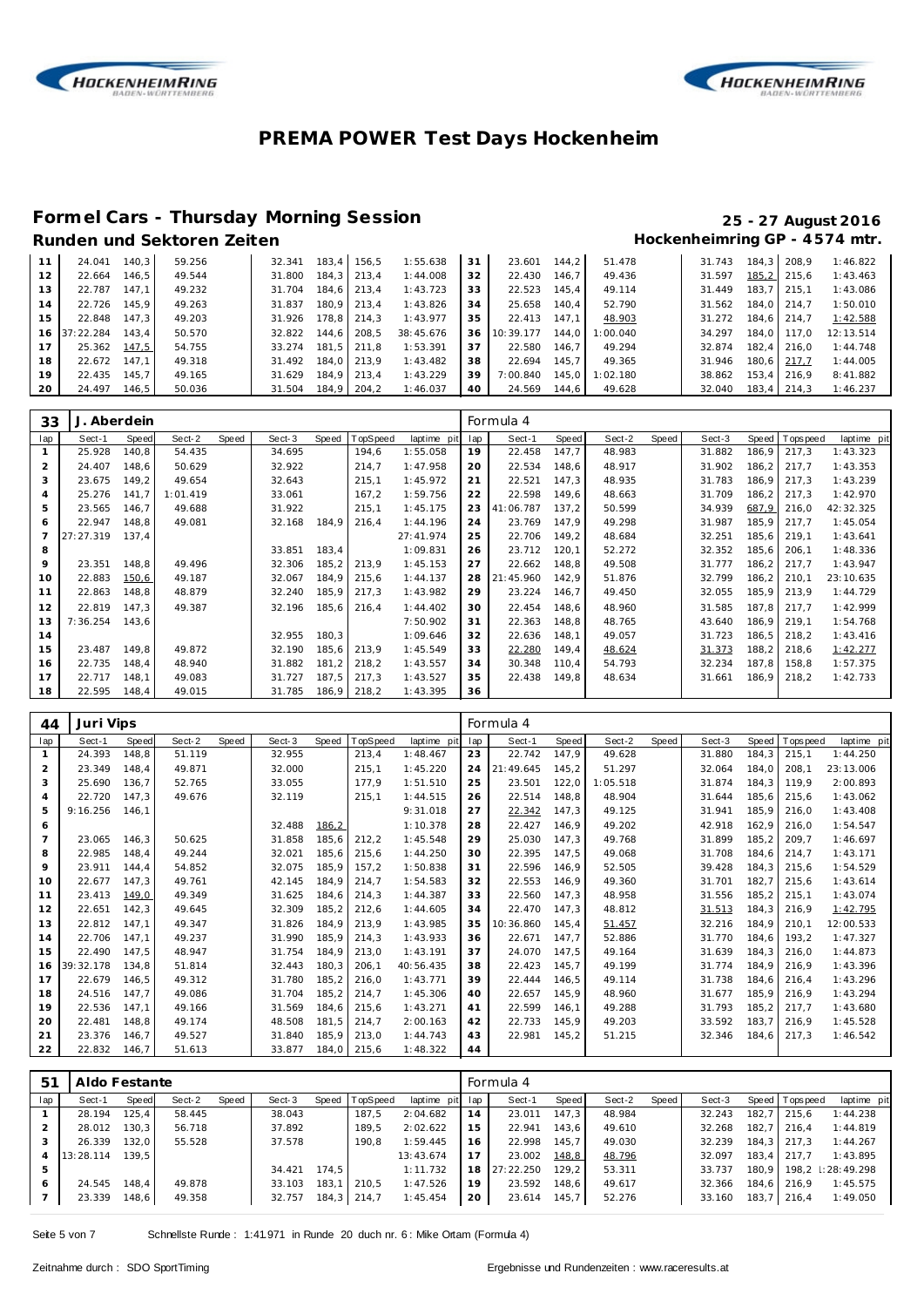# PREMA POWER Test Days Hockenheim

## Formel Cars - Thursday Morning Session

**25 - 27 August 2016**

### Runden und Sektoren Zeiten

**Hockenheimring GP - 4574 mtr.**

| lap | Sect-1 | Speed | Sect-2 | Speed | Sect-3 | Speed | TopSpeed | laptime pit | lap | Sect-1 | Speed | Sect-2 | Speed | Sect-3 | Speed | Topspeed | laptime pit |
|---|---|---|---|---|---|---|---|---|---|---|---|---|---|---|---|---|---|
| 11 | 24.041 | 140,3 | 59.256 | | 32.341 | 183,4 | 156,5 | 1:55.638 | 31 | 23.601 | 144,2 | 51.478 | | 31.743 | 184,3 | 208,9 | 1:46.822 |
| 12 | 22.664 | 146,5 | 49.544 | | 31.800 | 184,3 | 213,4 | 1:44.008 | 32 | 22.430 | 146,7 | 49.436 | | 31.597 | 185,2 | 215,6 | 1:43.463 |
| 13 | 22.787 | 147,1 | 49.232 | | 31.704 | 184,6 | 213,4 | 1:43.723 | 33 | 22.523 | 145,4 | 49.114 | | 31.449 | 183,7 | 215,1 | 1:43.086 |
| 14 | 22.726 | 145,9 | 49.263 | | 31.837 | 180,9 | 213,4 | 1:43.826 | 34 | 25.658 | 140,4 | 52.790 | | 31.562 | 184,0 | 214,7 | 1:50.010 |
| 15 | 22.848 | 147,3 | 49.203 | | 31.926 | 178,8 | 214,3 | 1:43.977 | 35 | 22.413 | 147,1 | 48.903 | | 31.272 | 184,6 | 214,7 | 1:42.588 |
| 16 | 37:22.284 | 143,4 | 50.570 | | 32.822 | 144,6 | 208,5 | 38:45.676 | 36 | 10:39.177 | 144,0 | 1:00.040 | | 34.297 | 184,0 | 117,0 | 12:13.514 |
| 17 | 25.362 | 147,5 | 54.755 | | 33.274 | 181,5 | 211,8 | 1:53.391 | 37 | 22.580 | 146,7 | 49.294 | | 32.874 | 182,4 | 216,0 | 1:44.748 |
| 18 | 22.672 | 147,1 | 49.318 | | 31.492 | 184,0 | 213,9 | 1:43.482 | 38 | 22.694 | 145,7 | 49.365 | | 31.946 | 180,6 | 217,7 | 1:44.005 |
| 19 | 22.435 | 145,7 | 49.165 | | 31.629 | 184,9 | 213,4 | 1:43.229 | 39 | 7:00.840 | 145,0 | 1:02.180 | | 38.862 | 153,4 | 216,9 | 8:41.882 |
| 20 | 24.497 | 146,5 | 50.036 | | 31.504 | 184,9 | 204,2 | 1:46.037 | 40 | 24.569 | 144,6 | 49.628 | | 32.040 | 183,4 | 214,3 | 1:46.237 |

### 33 J. Aberdein — Formula 4

| lap | Sect-1 | Speed | Sect-2 | Speed | Sect-3 | Speed | TopSpeed | laptime pit | lap | Sect-1 | Speed | Sect-2 | Speed | Sect-3 | Speed | Topspeed | laptime pit |
|---|---|---|---|---|---|---|---|---|---|---|---|---|---|---|---|---|---|
| 1 | 25.928 | 140,8 | 54.435 | | 34.695 | | 194,6 | 1:55.058 | 19 | 22.458 | 147,7 | 48.983 | | 31.882 | 186,9 | 217,3 | 1:43.323 |
| 2 | 24.407 | 148,6 | 50.629 | | 32.922 | | 214,7 | 1:47.958 | 20 | 22.534 | 148,6 | 48.917 | | 31.902 | 186,2 | 217,7 | 1:43.353 |
| 3 | 23.675 | 149,2 | 49.654 | | 32.643 | | 215,1 | 1:45.972 | 21 | 22.521 | 147,3 | 48.935 | | 31.783 | 186,9 | 217,3 | 1:43.239 |
| 4 | 25.276 | 141,7 | 1:01.419 | | 33.061 | | 167,2 | 1:59.756 | 22 | 22.598 | 149,6 | 48.663 | | 31.709 | 186,2 | 217,3 | 1:42.970 |
| 5 | 23.565 | 146,7 | 49.688 | | 31.922 | | 215,1 | 1:45.175 | 23 | 41:06.787 | 137,2 | 50.599 | | 34.939 | 687,9 | 216,0 | 42:32.325 |
| 6 | 22.947 | 148,8 | 49.081 | | 32.168 | 184,9 | 216,4 | 1:44.196 | 24 | 23.769 | 147,9 | 49.298 | | 31.987 | 185,9 | 217,7 | 1:45.054 |
| 7 | 27:27.319 | 137,4 | | | | | | 27:41.974 | 25 | 22.706 | 149,2 | 48.684 | | 32.251 | 185,6 | 219,1 | 1:43.641 |
| 8 | | | | | 33.851 | 183,4 | | 1:09.831 | 26 | 23.712 | 120,1 | 52.272 | | 32.352 | 185,6 | 206,1 | 1:48.336 |
| 9 | 23.351 | 148,8 | 49.496 | | 32.306 | 185,2 | 213,9 | 1:45.153 | 27 | 22.662 | 148,8 | 49.508 | | 31.777 | 186,2 | 217,7 | 1:43.947 |
| 10 | 22.883 | 150,6 | 49.187 | | 32.067 | 184,9 | 215,6 | 1:44.137 | 28 | 21:45.960 | 142,9 | 51.876 | | 32.799 | 186,2 | 210,1 | 23:10.635 |
| 11 | 22.863 | 148,8 | 48.879 | | 32.240 | 185,9 | 217,3 | 1:43.982 | 29 | 23.224 | 146,7 | 49.450 | | 32.055 | 185,9 | 213,9 | 1:44.729 |
| 12 | 22.819 | 147,3 | 49.387 | | 32.196 | 185,6 | 216,4 | 1:44.402 | 30 | 22.454 | 148,6 | 48.960 | | 31.585 | 187,8 | 217,7 | 1:42.999 |
| 13 | 7:36.254 | 143,6 | | | | | | 7:50.902 | 31 | 22.363 | 148,8 | 48.765 | | 43.640 | 186,9 | 219,1 | 1:54.768 |
| 14 | | | | | 32.955 | 180,3 | | 1:09.646 | 32 | 22.636 | 148,1 | 49.057 | | 31.723 | 186,5 | 218,2 | 1:43.416 |
| 15 | 23.487 | 149,8 | 49.872 | | 32.190 | 185,6 | 213,9 | 1:45.549 | 33 | 22.280 | 149,4 | 48.624 | | 31.373 | 188,2 | 218,6 | 1:42.277 |
| 16 | 22.735 | 148,4 | 48.940 | | 31.882 | 181,2 | 218,2 | 1:43.557 | 34 | 30.348 | 110,4 | 54.793 | | 32.234 | 187,8 | 158,8 | 1:57.375 |
| 17 | 22.717 | 148,1 | 49.083 | | 31.727 | 187,5 | 217,3 | 1:43.527 | 35 | 22.438 | 149,8 | 48.634 | | 31.661 | 186,9 | 218,2 | 1:42.733 |
| 18 | 22.595 | 148,4 | 49.015 | | 31.785 | 186,9 | 218,2 | 1:43.395 | 36 | | | | | | | | |

### 44 Juri Vips — Formula 4

| lap | Sect-1 | Speed | Sect-2 | Speed | Sect-3 | Speed | TopSpeed | laptime pit | lap | Sect-1 | Speed | Sect-2 | Speed | Sect-3 | Speed | Topspeed | laptime pit |
|---|---|---|---|---|---|---|---|---|---|---|---|---|---|---|---|---|---|
| 1 | 24.393 | 148,8 | 51.119 | | 32.955 | | 213,4 | 1:48.467 | 23 | 22.742 | 147,9 | 49.628 | | 31.880 | 184,3 | 215,1 | 1:44.250 |
| 2 | 23.349 | 148,4 | 49.871 | | 32.000 | | 215,1 | 1:45.220 | 24 | 21:49.645 | 145,2 | 51.297 | | 32.064 | 184,0 | 208,1 | 23:13.006 |
| 3 | 25.690 | 136,7 | 52.765 | | 33.055 | | 177,9 | 1:51.510 | 25 | 23.501 | 122,0 | 1:05.518 | | 31.874 | 184,3 | 119,9 | 2:00.893 |
| 4 | 22.720 | 147,3 | 49.676 | | 32.119 | | 215,1 | 1:44.515 | 26 | 22.514 | 148,8 | 48.904 | | 31.644 | 185,6 | 215,6 | 1:43.062 |
| 5 | 9:16.256 | 146,1 | | | | | | 9:31.018 | 27 | 22.342 | 147,3 | 49.125 | | 31.941 | 185,9 | 216,0 | 1:43.408 |
| 6 | | | | | 32.488 | 186,2 | | 1:10.378 | 28 | 22.427 | 146,9 | 49.202 | | 42.918 | 162,9 | 216,0 | 1:54.547 |
| 7 | 23.065 | 146,3 | 50.625 | | 31.858 | 185,6 | 212,2 | 1:45.548 | 29 | 25.030 | 147,3 | 49.768 | | 31.899 | 185,2 | 209,7 | 1:46.697 |
| 8 | 22.985 | 148,4 | 49.244 | | 32.021 | 185,6 | 215,6 | 1:44.250 | 30 | 22.395 | 147,5 | 49.068 | | 31.708 | 184,6 | 214,7 | 1:43.171 |
| 9 | 23.911 | 144,4 | 54.852 | | 32.075 | 185,9 | 157,2 | 1:50.838 | 31 | 22.596 | 146,9 | 52.505 | | 39.428 | 184,3 | 215,6 | 1:54.529 |
| 10 | 22.677 | 147,3 | 49.761 | | 42.145 | 184,9 | 214,7 | 1:54.583 | 32 | 22.553 | 146,9 | 49.360 | | 31.701 | 182,7 | 215,6 | 1:43.614 |
| 11 | 23.413 | 149,0 | 49.349 | | 31.625 | 184,6 | 214,3 | 1:44.387 | 33 | 22.560 | 147,3 | 48.958 | | 31.556 | 185,2 | 215,1 | 1:43.074 |
| 12 | 22.651 | 142,3 | 49.645 | | 32.309 | 185,2 | 212,6 | 1:44.605 | 34 | 22.470 | 147,3 | 48.812 | | 31.513 | 184,3 | 216,9 | 1:42.795 |
| 13 | 22.812 | 147,1 | 49.347 | | 31.826 | 184,9 | 213,9 | 1:43.985 | 35 | 10:36.860 | 145,4 | 51.457 | | 32.216 | 184,9 | 210,1 | 12:00.533 |
| 14 | 22.706 | 147,1 | 49.237 | | 31.990 | 185,9 | 214,3 | 1:43.933 | 36 | 22.671 | 147,7 | 52.886 | | 31.770 | 184,6 | 193,2 | 1:47.327 |
| 15 | 22.490 | 147,5 | 48.947 | | 31.754 | 184,9 | 213,0 | 1:43.191 | 37 | 24.070 | 147,5 | 49.164 | | 31.639 | 184,3 | 216,0 | 1:44.873 |
| 16 | 39:32.178 | 134,8 | 51.814 | | 32.443 | 180,3 | 206,1 | 40:56.435 | 38 | 22.423 | 145,7 | 49.199 | | 31.774 | 184,9 | 216,9 | 1:43.396 |
| 17 | 22.679 | 146,5 | 49.312 | | 31.780 | 185,2 | 216,0 | 1:43.771 | 39 | 22.444 | 146,5 | 49.114 | | 31.738 | 184,6 | 216,4 | 1:43.296 |
| 18 | 24.516 | 147,7 | 49.086 | | 31.704 | 185,2 | 214,7 | 1:45.306 | 40 | 22.657 | 145,9 | 48.960 | | 31.677 | 185,9 | 216,9 | 1:43.294 |
| 19 | 22.536 | 147,1 | 49.166 | | 31.569 | 184,6 | 215,6 | 1:43.271 | 41 | 22.599 | 146,1 | 49.288 | | 31.793 | 185,2 | 217,7 | 1:43.680 |
| 20 | 22.481 | 148,8 | 49.174 | | 48.508 | 181,5 | 214,7 | 2:00.163 | 42 | 22.733 | 145,9 | 49.203 | | 33.592 | 183,7 | 216,9 | 1:45.528 |
| 21 | 23.376 | 146,7 | 49.527 | | 31.840 | 185,9 | 213,0 | 1:44.743 | 43 | 22.981 | 145,2 | 51.215 | | 32.346 | 184,6 | 217,3 | 1:46.542 |
| 22 | 22.832 | 146,7 | 51.613 | | 33.877 | 184,0 | 215,6 | 1:48.322 | 44 | | | | | | | | |

### 51 Aldo Festante — Formula 4

| lap | Sect-1 | Speed | Sect-2 | Speed | Sect-3 | Speed | TopSpeed | laptime pit | lap | Sect-1 | Speed | Sect-2 | Speed | Sect-3 | Speed | Topspeed | laptime pit |
|---|---|---|---|---|---|---|---|---|---|---|---|---|---|---|---|---|---|
| 1 | 28.194 | 125,4 | 58.445 | | 38.043 | | 187,5 | 2:04.682 | 14 | 23.011 | 147,3 | 48.984 | | 32.243 | 182,7 | 215,6 | 1:44.238 |
| 2 | 28.012 | 130,3 | 56.718 | | 37.892 | | 189,5 | 2:02.622 | 15 | 22.941 | 143,6 | 49.610 | | 32.268 | 182,7 | 216,4 | 1:44.819 |
| 3 | 26.339 | 132,0 | 55.528 | | 37.578 | | 190,8 | 1:59.445 | 16 | 22.998 | 145,7 | 49.030 | | 32.239 | 184,3 | 217,3 | 1:44.267 |
| 4 | 13:28.114 | 139,5 | | | | | | 13:43.674 | 17 | 23.002 | 148,8 | 48.796 | | 32.097 | 183,4 | 217,7 | 1:43.895 |
| 5 | | | | | 34.421 | 174,5 | | 1:11.732 | 18 | 27:22.250 | 129,2 | 53.311 | | 33.737 | 180,9 | 198,2 | 1:28:49.298 |
| 6 | 24.545 | 148,4 | 49.878 | | 33.103 | 183,1 | 210,5 | 1:47.526 | 19 | 23.592 | 148,6 | 49.617 | | 32.366 | 184,6 | 216,9 | 1:45.575 |
| 7 | 23.339 | 148,6 | 49.358 | | 32.757 | 184,3 | 214,7 | 1:45.454 | 20 | 23.614 | 145,7 | 52.276 | | 33.160 | 183,7 | 216,4 | 1:49.050 |

Schnellste Runde : 1:41.971 in Runde 20 duch nr. 6 : Mike Ortam (Formula 4)

Zeitnahme durch : SDO SportTiming

Ergebnisse und Rundenzeiten : www.raceresults.at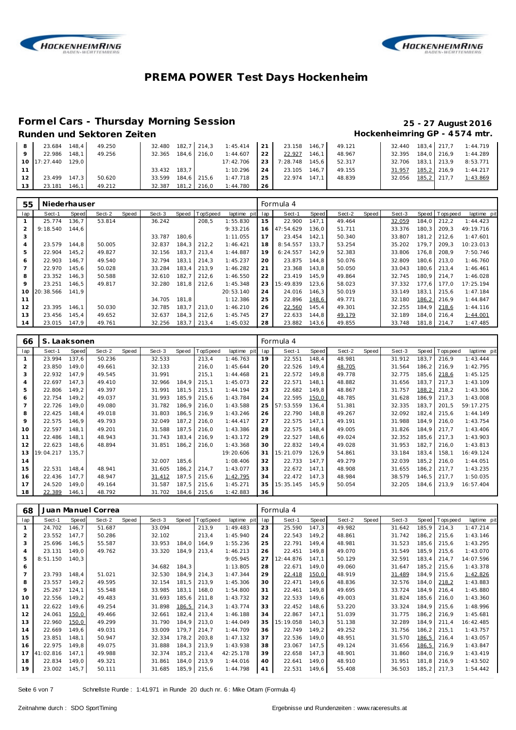# PREMA POWER Test Days Hockenheim

## Formel Cars - Thursday Morning Session

**25 - 27 August 2016**

### Runden und Sektoren Zeiten

**Hockenheimring GP - 4574 mtr.**

| lap | Sect-1 | Speed | Sect-2 | Speed | Sect-3 | Speed | TopSpeed | laptime pit | lap | Sect-1 | Speed | Sect-2 | Speed | Sect-3 | Speed | Topspeed | laptime pit |
|---|---|---|---|---|---|---|---|---|---|---|---|---|---|---|---|---|---|
| 8 | 23.684 | 148,4 | 49.250 | | 32.480 | 182,7 | 214,3 | 1:45.414 | 21 | 23.158 | 146,7 | 49.121 | | 32.440 | 183,4 | 217,7 | 1:44.719 |
| 9 | 22.986 | 148,1 | 49.256 | | 32.365 | 184,6 | 216,0 | 1:44.607 | 22 | 22.927 | 146,1 | 48.967 | | 32.395 | 184,0 | 216,9 | 1:44.289 |
| 10 | 17:27.440 | 129,0 | | | | | | 17:42.706 | 23 | 7:28.748 | 145,6 | 52.317 | | 32.706 | 183,1 | 213,9 | 8:53.771 |
| 11 | | | | | 33.432 | 183,7 | | 1:10.296 | 24 | 23.105 | 146,7 | 49.155 | | 31.957 | 185,2 | 216,9 | 1:44.217 |
| 12 | 23.499 | 147,3 | 50.620 | | 33.599 | 184,6 | 215,6 | 1:47.718 | 25 | 22.974 | 147,1 | 48.839 | | 32.056 | 185,2 | 217,7 | 1:43.869 |
| 13 | 23.181 | 146,1 | 49.212 | | 32.387 | 181,2 | 216,0 | 1:44.780 | 26 | | | | | | | | |

**55 Niederhauser** — Formula 4

| lap | Sect-1 | Speed | Sect-2 | Speed | Sect-3 | Speed | TopSpeed | laptime pit | lap | Sect-1 | Speed | Sect-2 | Speed | Sect-3 | Speed | Topspeed | laptime pit |
|---|---|---|---|---|---|---|---|---|---|---|---|---|---|---|---|---|---|
| 1 | 25.774 | 136,7 | 53.814 | | 36.242 | | 208,5 | 1:55.830 | 15 | 22.900 | 147,1 | 49.464 | | 32.059 | 184,0 | 212,2 | 1:44.423 |
| 2 | 9:18.540 | 144,6 | | | | | | 9:33.216 | 16 | 47:54.629 | 136,0 | 51.711 | | 33.376 | 180,3 | 209,3 | 49:19.716 |
| 3 | | | | | 33.787 | 180,6 | | 1:11.055 | 17 | 23.454 | 142,1 | 50.340 | | 33.807 | 181,2 | 212,6 | 1:47.601 |
| 4 | 23.579 | 144,8 | 50.005 | | 32.837 | 184,3 | 212,2 | 1:46.421 | 18 | 8:54.557 | 133,7 | 53.254 | | 35.202 | 179,7 | 209,3 | 10:23.013 |
| 5 | 22.904 | 145,2 | 49.827 | | 32.156 | 183,7 | 213,4 | 1:44.887 | 19 | 6:24.557 | 142,9 | 52.383 | | 33.806 | 176,8 | 208,9 | 7:50.746 |
| 6 | 22.903 | 146,7 | 49.540 | | 32.794 | 183,1 | 214,3 | 1:45.237 | 20 | 23.875 | 144,8 | 50.076 | | 32.809 | 180,6 | 213,0 | 1:46.760 |
| 7 | 22.970 | 145,6 | 50.028 | | 33.284 | 183,4 | 213,9 | 1:46.282 | 21 | 23.368 | 143,8 | 50.050 | | 33.043 | 180,6 | 213,4 | 1:46.461 |
| 8 | 23.352 | 146,3 | 50.588 | | 32.610 | 182,7 | 212,6 | 1:46.550 | 22 | 23.419 | 145,9 | 49.864 | | 32.745 | 180,9 | 214,7 | 1:46.028 |
| 9 | 23.251 | 146,5 | 49.817 | | 32.280 | 181,8 | 212,6 | 1:45.348 | 23 | 15:49.839 | 123,6 | 58.023 | | 37.332 | 177,6 | 177,0 | 17:25.194 |
| 10 | 20:38.566 | 141,9 | | | | | | 20:53.140 | 24 | 24.016 | 146,3 | 50.019 | | 33.149 | 183,1 | 215,6 | 1:47.184 |
| 11 | | | | | 34.705 | 181,8 | | 1:12.386 | 25 | 22.896 | 148,6 | 49.771 | | 32.180 | 186,2 | 216,9 | 1:44.847 |
| 12 | 23.395 | 146,1 | 50.030 | | 32.785 | 183,7 | 213,0 | 1:46.210 | 26 | 22.560 | 145,4 | 49.301 | | 32.255 | 184,9 | 218,6 | 1:44.116 |
| 13 | 23.456 | 145,4 | 49.652 | | 32.637 | 184,3 | 212,6 | 1:45.745 | 27 | 22.633 | 144,8 | 49.179 | | 32.189 | 184,0 | 216,4 | 1:44.001 |
| 14 | 23.015 | 147,9 | 49.761 | | 32.256 | 183,7 | 213,4 | 1:45.032 | 28 | 23.882 | 143,6 | 49.855 | | 33.748 | 181,8 | 214,7 | 1:47.485 |

**66 S. Laaksonen** — Formula 4

| lap | Sect-1 | Speed | Sect-2 | Speed | Sect-3 | Speed | TopSpeed | laptime pit | lap | Sect-1 | Speed | Sect-2 | Speed | Sect-3 | Speed | Topspeed | laptime pit |
|---|---|---|---|---|---|---|---|---|---|---|---|---|---|---|---|---|---|
| 1 | 23.994 | 137,6 | 50.236 | | 32.533 | | 213,4 | 1:46.763 | 19 | 22.551 | 148,4 | 48.981 | | 31.912 | 183,7 | 216,9 | 1:43.444 |
| 2 | 23.850 | 149,0 | 49.661 | | 32.133 | | 216,0 | 1:45.644 | 20 | 22.526 | 149,4 | 48.705 | | 31.564 | 186,2 | 216,9 | 1:42.795 |
| 3 | 22.932 | 147,9 | 49.545 | | 31.991 | | 215,1 | 1:44.468 | 21 | 22.572 | 149,8 | 49.778 | | 32.775 | 185,6 | 218,6 | 1:45.125 |
| 4 | 22.697 | 147,3 | 49.410 | | 32.966 | 184,9 | 215,1 | 1:45.073 | 22 | 22.571 | 148,1 | 48.882 | | 31.656 | 183,7 | 217,3 | 1:43.109 |
| 5 | 22.806 | 149,2 | 49.397 | | 31.991 | 181,5 | 215,1 | 1:44.194 | 23 | 22.682 | 149,8 | 48.867 | | 31.757 | 188,2 | 218,2 | 1:43.306 |
| 6 | 22.754 | 149,2 | 49.037 | | 31.993 | 185,9 | 215,6 | 1:43.784 | 24 | 22.595 | 150,0 | 48.785 | | 31.628 | 186,9 | 217,3 | 1:43.008 |
| 7 | 22.726 | 149,0 | 49.080 | | 31.782 | 186,9 | 216,0 | 1:43.588 | 25 | 57:53.559 | 136,4 | 51.381 | | 32.335 | 183,7 | 201,5 | 59:17.275 |
| 8 | 22.425 | 148,4 | 49.018 | | 31.803 | 186,5 | 216,9 | 1:43.246 | 26 | 22.790 | 148,8 | 49.267 | | 32.092 | 182,4 | 215,6 | 1:44.149 |
| 9 | 22.575 | 146,9 | 49.793 | | 32.049 | 187,2 | 216,0 | 1:44.417 | 27 | 22.575 | 147,1 | 49.191 | | 31.988 | 184,9 | 216,0 | 1:43.754 |
| 10 | 22.597 | 148,1 | 49.201 | | 31.588 | 187,5 | 216,0 | 1:43.386 | 28 | 22.575 | 148,4 | 49.005 | | 31.826 | 184,9 | 217,7 | 1:43.406 |
| 11 | 22.486 | 148,1 | 48.943 | | 31.743 | 183,4 | 216,9 | 1:43.172 | 29 | 22.527 | 148,6 | 49.024 | | 32.352 | 185,6 | 217,3 | 1:43.903 |
| 12 | 22.623 | 148,6 | 48.894 | | 31.851 | 186,2 | 216,0 | 1:43.368 | 30 | 22.832 | 149,4 | 49.028 | | 31.953 | 182,7 | 216,0 | 1:43.813 |
| 13 | 19:04.217 | 135,7 | | | | | | 19:20.606 | 31 | 15:21.079 | 126,9 | 54.861 | | 33.184 | 183,4 | 158,1 | 16:49.124 |
| 14 | | | | | 32.007 | 185,6 | | 1:08.406 | 32 | 22.733 | 147,7 | 49.279 | | 32.039 | 185,2 | 216,0 | 1:44.051 |
| 15 | 22.531 | 148,4 | 48.941 | | 31.605 | 186,2 | 214,7 | 1:43.077 | 33 | 22.672 | 147,1 | 48.908 | | 31.655 | 186,2 | 217,7 | 1:43.235 |
| 16 | 22.436 | 147,7 | 48.947 | | 31.412 | 187,5 | 215,6 | 1:42.795 | 34 | 22.472 | 147,3 | 48.984 | | 38.579 | 146,5 | 217,7 | 1:50.035 |
| 17 | 24.520 | 149,0 | 49.164 | | 31.587 | 187,5 | 215,6 | 1:45.271 | 35 | 15:35.145 | 145,9 | 50.054 | | 32.205 | 184,6 | 213,9 | 16:57.404 |
| 18 | 22.389 | 146,1 | 48.792 | | 31.702 | 184,6 | 215,6 | 1:42.883 | 36 | | | | | | | | |

**68 Juan Manuel Correa** — Formula 4

| lap | Sect-1 | Speed | Sect-2 | Speed | Sect-3 | Speed | TopSpeed | laptime pit | lap | Sect-1 | Speed | Sect-2 | Speed | Sect-3 | Speed | Topspeed | laptime pit |
|---|---|---|---|---|---|---|---|---|---|---|---|---|---|---|---|---|---|
| 1 | 24.702 | 146,7 | 51.687 | | 33.094 | | 213,9 | 1:49.483 | 23 | 25.590 | 147,3 | 49.982 | | 31.642 | 185,9 | 214,3 | 1:47.214 |
| 2 | 23.552 | 147,7 | 50.286 | | 32.102 | | 213,4 | 1:45.940 | 24 | 22.543 | 149,2 | 48.861 | | 31.742 | 186,2 | 215,6 | 1:43.146 |
| 3 | 25.696 | 146,5 | 55.587 | | 33.953 | 184,0 | 164,9 | 1:55.236 | 25 | 22.791 | 149,4 | 48.981 | | 31.523 | 185,6 | 215,6 | 1:43.295 |
| 4 | 23.131 | 149,0 | 49.762 | | 33.320 | 184,9 | 213,4 | 1:46.213 | 26 | 22.451 | 149,8 | 49.070 | | 31.549 | 185,9 | 215,6 | 1:43.070 |
| 5 | 8:51.150 | 140,3 | | | | | | 9:05.945 | 27 | 12:44.876 | 147,1 | 50.129 | | 32.591 | 183,4 | 214,7 | 14:07.596 |
| 6 | | | | | 34.682 | 184,3 | | 1:13.805 | 28 | 22.671 | 149,0 | 49.060 | | 31.647 | 185,2 | 215,6 | 1:43.378 |
| 7 | 23.793 | 148,4 | 51.021 | | 32.530 | 184,9 | 214,3 | 1:47.344 | 29 | 22.418 | 150,0 | 48.919 | | 31.489 | 184,9 | 215,6 | 1:42.826 |
| 8 | 23.557 | 149,2 | 49.595 | | 32.154 | 181,5 | 213,9 | 1:45.306 | 30 | 22.471 | 149,6 | 48.836 | | 32.576 | 184,0 | 218,2 | 1:43.883 |
| 9 | 25.267 | 124,1 | 55.548 | | 33.985 | 183,1 | 168,0 | 1:54.800 | 31 | 22.461 | 149,8 | 49.695 | | 33.724 | 184,9 | 216,4 | 1:45.880 |
| 10 | 22.556 | 149,2 | 49.483 | | 31.693 | 185,6 | 211,8 | 1:43.732 | 32 | 22.533 | 149,6 | 49.003 | | 31.824 | 185,6 | 216,0 | 1:43.360 |
| 11 | 22.622 | 149,6 | 49.254 | | 31.898 | 186,5 | 214,3 | 1:43.774 | 33 | 22.452 | 148,6 | 53.220 | | 33.324 | 184,9 | 215,6 | 1:48.996 |
| 12 | 24.061 | 150,0 | 49.466 | | 32.661 | 182,4 | 213,4 | 1:46.188 | 34 | 22.867 | 147,1 | 51.039 | | 31.775 | 186,2 | 216,9 | 1:45.681 |
| 13 | 22.960 | 150,0 | 49.299 | | 31.790 | 184,9 | 213,0 | 1:44.049 | 35 | 15:19.058 | 140,3 | 51.138 | | 32.289 | 184,9 | 211,4 | 16:42.485 |
| 14 | 22.669 | 149,6 | 49.031 | | 33.009 | 179,7 | 214,7 | 1:44.709 | 36 | 22.749 | 149,2 | 49.252 | | 31.756 | 186,2 | 215,1 | 1:43.757 |
| 15 | 23.851 | 148,1 | 50.947 | | 32.334 | 178,2 | 203,8 | 1:47.132 | 37 | 22.536 | 149,0 | 48.951 | | 31.570 | 186,5 | 216,4 | 1:43.057 |
| 16 | 22.975 | 149,8 | 49.075 | | 31.888 | 184,3 | 213,9 | 1:43.938 | 38 | 23.067 | 147,5 | 49.124 | | 31.656 | 186,5 | 216,9 | 1:43.847 |
| 17 | 41:02.816 | 147,1 | 49.988 | | 32.374 | 185,2 | 213,4 | 42:25.178 | 39 | 22.658 | 147,3 | 48.901 | | 31.860 | 184,0 | 216,9 | 1:43.419 |
| 18 | 22.834 | 149,0 | 49.321 | | 31.861 | 184,0 | 213,9 | 1:44.016 | 40 | 22.641 | 149,0 | 48.910 | | 31.951 | 181,8 | 216,9 | 1:43.502 |
| 19 | 23.002 | 145,7 | 50.111 | | 31.685 | 185,9 | 215,6 | 1:44.798 | 41 | 22.531 | 149,6 | 55.408 | | 36.503 | 185,2 | 217,3 | 1:54.442 |

Schnellste Runde : 1:41.971 in Runde 20 duch nr. 6 : Mike Ortam (Formula 4)

Zeitnahme durch : SDO SportTiming

Ergebnisse und Rundenzeiten : www.raceresults.at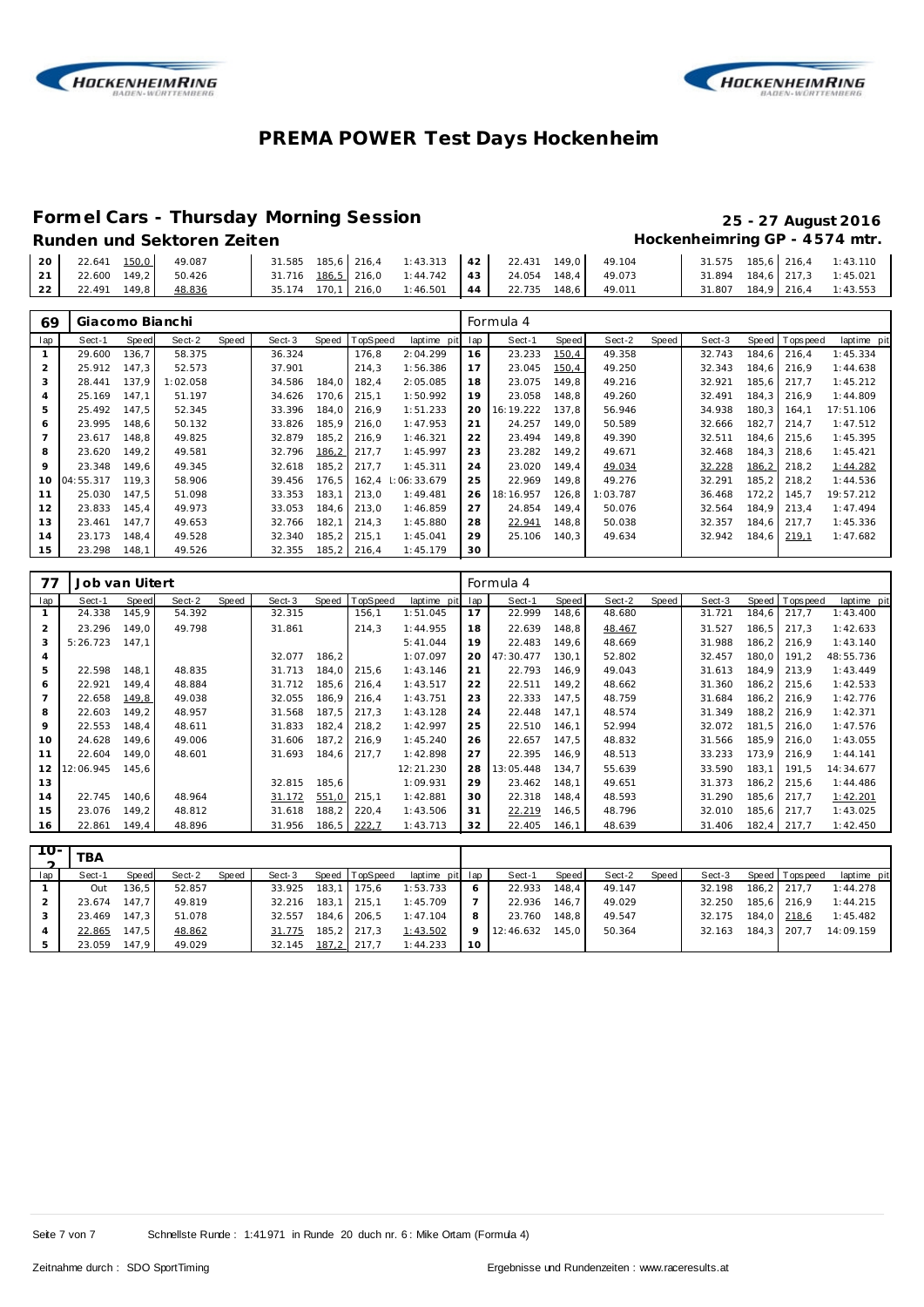# PREMA POWER Test Days Hockenheim

## Formel Cars - Thursday Morning Session

**25 - 27 August 2016**

### Runden und Sektoren Zeiten

**Hockenheimring GP - 4574 mtr.**

| lap | Sect-1 | Speed | Sect-2 | Speed | Sect-3 | Speed | TopSpeed | laptime pit | lap | Sect-1 | Speed | Sect-2 | Speed | Sect-3 | Speed | Topspeed | laptime pit |
|---|---|---|---|---|---|---|---|---|---|---|---|---|---|---|---|---|---|
| 20 | 22.641 | 150,0 | 49.087 | | 31.585 | 185,6 | 216,4 | 1:43.313 | 42 | 22.431 | 149,0 | 49.104 | | 31.575 | 185,6 | 216,4 | 1:43.110 |
| 21 | 22.600 | 149,2 | 50.426 | | 31.716 | 186,5 | 216,0 | 1:44.742 | 43 | 24.054 | 148,4 | 49.073 | | 31.894 | 184,6 | 217,3 | 1:45.021 |
| 22 | 22.491 | 149,8 | 48.836 | | 35.174 | 170,1 | 216,0 | 1:46.501 | 44 | 22.735 | 148,6 | 49.011 | | 31.807 | 184,9 | 216,4 | 1:43.553 |

**69 Giacomo Bianchi** — Formula 4

| lap | Sect-1 | Speed | Sect-2 | Speed | Sect-3 | Speed | TopSpeed | laptime pit | lap | Sect-1 | Speed | Sect-2 | Speed | Sect-3 | Speed | Topspeed | laptime pit |
|---|---|---|---|---|---|---|---|---|---|---|---|---|---|---|---|---|---|
| 1 | 29.600 | 136,7 | 58.375 | | 36.324 | | 176,8 | 2:04.299 | 16 | 23.233 | 150,4 | 49.358 | | 32.743 | 184,6 | 216,4 | 1:45.334 |
| 2 | 25.912 | 147,3 | 52.573 | | 37.901 | | 214,3 | 1:56.386 | 17 | 23.045 | 150,4 | 49.250 | | 32.343 | 184,6 | 216,9 | 1:44.638 |
| 3 | 28.441 | 137,9 | 1:02.058 | | 34.586 | 184,0 | 182,4 | 2:05.085 | 18 | 23.075 | 149,8 | 49.216 | | 32.921 | 185,6 | 217,7 | 1:45.212 |
| 4 | 25.169 | 147,1 | 51.197 | | 34.626 | 170,6 | 215,1 | 1:50.992 | 19 | 23.058 | 148,8 | 49.260 | | 32.491 | 184,3 | 216,9 | 1:44.809 |
| 5 | 25.492 | 147,5 | 52.345 | | 33.396 | 184,0 | 216,9 | 1:51.233 | 20 | 16:19.222 | 137,8 | 56.946 | | 34.938 | 180,3 | 164,1 | 17:51.106 |
| 6 | 23.995 | 148,6 | 50.132 | | 33.826 | 185,9 | 216,0 | 1:47.953 | 21 | 24.257 | 149,0 | 50.589 | | 32.666 | 182,7 | 214,7 | 1:47.512 |
| 7 | 23.617 | 148,8 | 49.825 | | 32.879 | 185,2 | 216,9 | 1:46.321 | 22 | 23.494 | 149,8 | 49.390 | | 32.511 | 184,6 | 215,6 | 1:45.395 |
| 8 | 23.620 | 149,2 | 49.581 | | 32.796 | 186,2 | 217,7 | 1:45.997 | 23 | 23.282 | 149,2 | 49.671 | | 32.468 | 184,3 | 218,6 | 1:45.421 |
| 9 | 23.348 | 149,6 | 49.345 | | 32.618 | 185,2 | 217,7 | 1:45.311 | 24 | 23.020 | 149,4 | 49.034 | | 32.228 | 186,2 | 218,2 | 1:44.282 |
| 10 | 04:55.317 | 119,3 | 58.906 | | 39.456 | 176,5 | 162,4 | 1:06:33.679 | 25 | 22.969 | 149,8 | 49.276 | | 32.291 | 185,2 | 218,2 | 1:44.536 |
| 11 | 25.030 | 147,5 | 51.098 | | 33.353 | 183,1 | 213,0 | 1:49.481 | 26 | 18:16.957 | 126,8 | 1:03.787 | | 36.468 | 172,2 | 145,7 | 19:57.212 |
| 12 | 23.833 | 145,4 | 49.973 | | 33.053 | 184,6 | 213,0 | 1:46.859 | 27 | 24.854 | 149,4 | 50.076 | | 32.564 | 184,9 | 213,4 | 1:47.494 |
| 13 | 23.461 | 147,7 | 49.653 | | 32.766 | 182,1 | 214,3 | 1:45.880 | 28 | 22.941 | 148,8 | 50.038 | | 32.357 | 184,6 | 217,7 | 1:45.336 |
| 14 | 23.173 | 148,4 | 49.528 | | 32.340 | 185,2 | 215,1 | 1:45.041 | 29 | 25.106 | 140,3 | 49.634 | | 32.942 | 184,6 | 219,1 | 1:47.682 |
| 15 | 23.298 | 148,1 | 49.526 | | 32.355 | 185,2 | 216,4 | 1:45.179 | 30 | | | | | | | | |

**77 Job van Uitert** — Formula 4

| lap | Sect-1 | Speed | Sect-2 | Speed | Sect-3 | Speed | TopSpeed | laptime pit | lap | Sect-1 | Speed | Sect-2 | Speed | Sect-3 | Speed | Topspeed | laptime pit |
|---|---|---|---|---|---|---|---|---|---|---|---|---|---|---|---|---|---|
| 1 | 24.338 | 145,9 | 54.392 | | 32.315 | | 156,1 | 1:51.045 | 17 | 22.999 | 148,6 | 48.680 | | 31.721 | 184,6 | 217,7 | 1:43.400 |
| 2 | 23.296 | 149,0 | 49.798 | | 31.861 | | 214,3 | 1:44.955 | 18 | 22.639 | 148,8 | 48.467 | | 31.527 | 186,5 | 217,3 | 1:42.633 |
| 3 | 5:26.723 | 147,1 | | | | | | 5:41.044 | 19 | 22.483 | 149,6 | 48.669 | | 31.988 | 186,2 | 216,9 | 1:43.140 |
| 4 | | | | | 32.077 | 186,2 | | 1:07.097 | 20 | 47:30.477 | 130,1 | 52.802 | | 32.457 | 180,0 | 191,2 | 48:55.736 |
| 5 | 22.598 | 148,1 | 48.835 | | 31.713 | 184,0 | 215,6 | 1:43.146 | 21 | 22.793 | 146,9 | 49.043 | | 31.613 | 184,9 | 213,9 | 1:43.449 |
| 6 | 22.921 | 149,4 | 48.884 | | 31.712 | 185,6 | 216,4 | 1:43.517 | 22 | 22.511 | 149,2 | 48.662 | | 31.360 | 186,2 | 215,6 | 1:42.533 |
| 7 | 22.658 | 149,8 | 49.038 | | 32.055 | 186,9 | 216,4 | 1:43.751 | 23 | 22.333 | 147,5 | 48.759 | | 31.684 | 186,2 | 216,9 | 1:42.776 |
| 8 | 22.603 | 149,2 | 48.957 | | 31.568 | 187,5 | 217,3 | 1:43.128 | 24 | 22.448 | 147,1 | 48.574 | | 31.349 | 188,2 | 216,9 | 1:42.371 |
| 9 | 22.553 | 148,4 | 48.611 | | 31.833 | 182,4 | 218,2 | 1:42.997 | 25 | 22.510 | 146,1 | 52.994 | | 32.072 | 181,5 | 216,0 | 1:47.576 |
| 10 | 24.628 | 149,6 | 49.006 | | 31.606 | 187,2 | 216,9 | 1:45.240 | 26 | 22.657 | 147,5 | 48.832 | | 31.566 | 185,9 | 216,0 | 1:43.055 |
| 11 | 22.604 | 149,0 | 48.601 | | 31.693 | 184,6 | 217,7 | 1:42.898 | 27 | 22.395 | 146,9 | 48.513 | | 33.233 | 173,9 | 216,9 | 1:44.141 |
| 12 | 12:06.945 | 145,6 | | | | | | 12:21.230 | 28 | 13:05.448 | 134,7 | 55.639 | | 33.590 | 183,1 | 191,5 | 14:34.677 |
| 13 | | | | | 32.815 | 185,6 | | 1:09.931 | 29 | 23.462 | 148,1 | 49.651 | | 31.373 | 186,2 | 215,6 | 1:44.486 |
| 14 | 22.745 | 140,6 | 48.964 | | 31.172 | 551,0 | 215,1 | 1:42.881 | 30 | 22.318 | 148,4 | 48.593 | | 31.290 | 185,6 | 217,7 | 1:42.201 |
| 15 | 23.076 | 149,2 | 48.812 | | 31.618 | 188,2 | 220,4 | 1:43.506 | 31 | 22.219 | 146,5 | 48.796 | | 32.010 | 185,6 | 217,7 | 1:43.025 |
| 16 | 22.861 | 149,4 | 48.896 | | 31.956 | 186,5 | 222,7 | 1:43.713 | 32 | 22.405 | 146,1 | 48.639 | | 31.406 | 182,4 | 217,7 | 1:42.450 |

**10-2 TBA**

| lap | Sect-1 | Speed | Sect-2 | Speed | Sect-3 | Speed | TopSpeed | laptime pit | lap | Sect-1 | Speed | Sect-2 | Speed | Sect-3 | Speed | Topspeed | laptime pit |
|---|---|---|---|---|---|---|---|---|---|---|---|---|---|---|---|---|---|
| 1 | Out | 136,5 | 52.857 | | 33.925 | 183,1 | 175,6 | 1:53.733 | 6 | 22.933 | 148,4 | 49.147 | | 32.198 | 186,2 | 217,7 | 1:44.278 |
| 2 | 23.674 | 147,7 | 49.819 | | 32.216 | 183,1 | 215,1 | 1:45.709 | 7 | 22.936 | 146,7 | 49.029 | | 32.250 | 185,6 | 216,9 | 1:44.215 |
| 3 | 23.469 | 147,3 | 51.078 | | 32.557 | 184,6 | 206,5 | 1:47.104 | 8 | 23.760 | 148,8 | 49.547 | | 32.175 | 184,0 | 218,6 | 1:45.482 |
| 4 | 22.865 | 147,5 | 48.862 | | 31.775 | 185,2 | 217,3 | 1:43.502 | 9 | 12:46.632 | 145,0 | 50.364 | | 32.163 | 184,3 | 207,7 | 14:09.159 |
| 5 | 23.059 | 147,9 | 49.029 | | 32.145 | 187,2 | 217,7 | 1:44.233 | 10 | | | | | | | | |

Schnellste Runde : 1:41.971 in Runde 20 duch nr. 6 : Mike Ortam (Formula 4)

Zeitnahme durch : SDO SportTiming

Ergebnisse und Rundenzeiten : www.raceresults.at